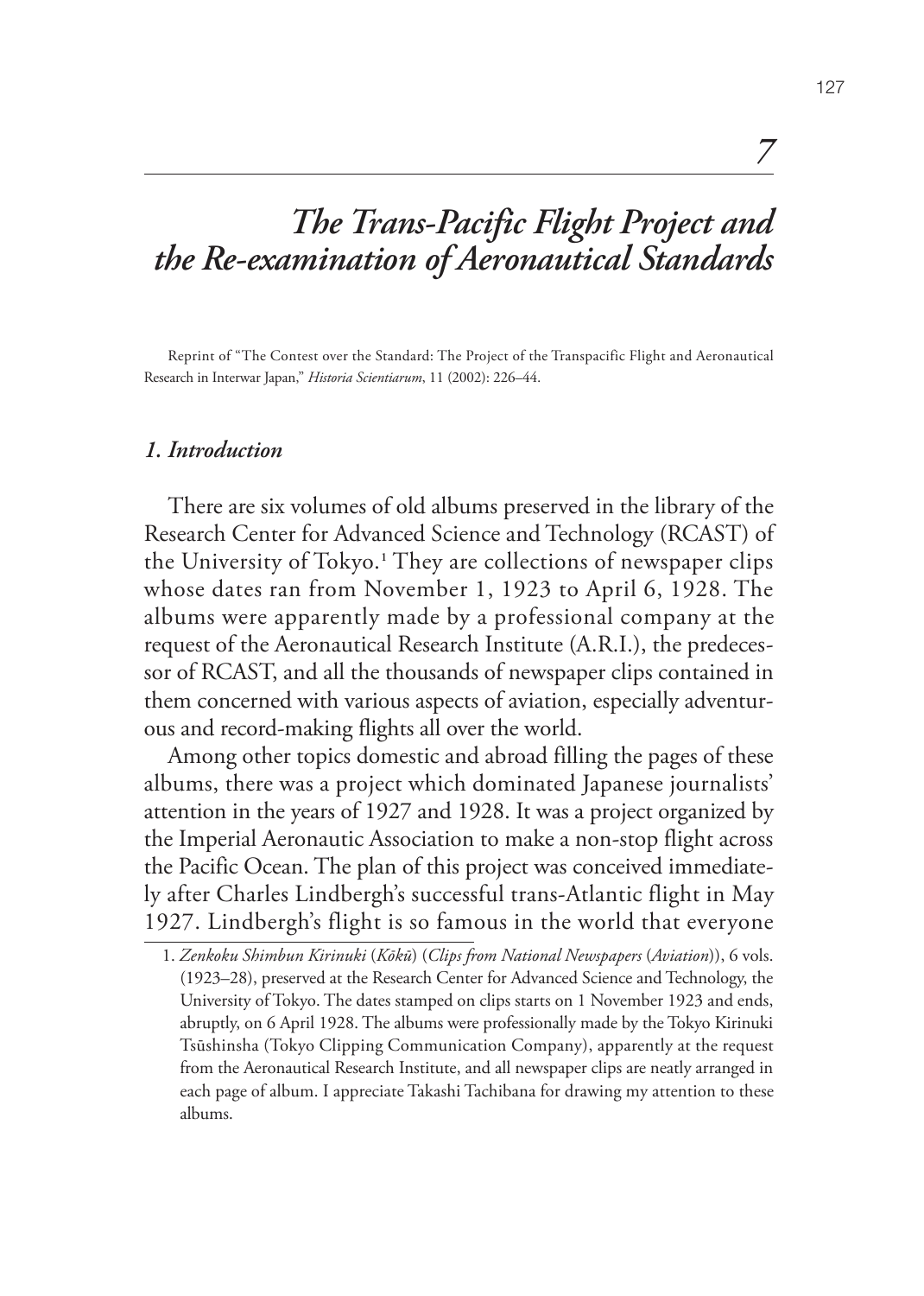# 7

# *The Trans-Pacific Flight Project and the Re-examination of Aeronautical Standards*

Reprint of "The Contest over the Standard: The Project of the Transpacific Flight and Aeronautical Research in Interwar Japan," *Historia Scientiarum*, 11 (2002): 226–44.

## *1. Introduction*

There are six volumes of old albums preserved in the library of the Research Center for Advanced Science and Technology (RCAST) of the University of Tokyo.[1] They are collections of newspaper clips whose dates ran from November 1, 1923 to April 6, 1928. The albums were apparently made by a professional company at the request of the Aeronautical Research Institute (A.R.I.), the predecessor of RCAST, and all the thousands of newspaper clips contained in them concerned with various aspects of aviation, especially adventurous and record-making flights all over the world.

Among other topics domestic and abroad filling the pages of these albums, there was a project which dominated Japanese journalists' attention in the years of 1927 and 1928. It was a project organized by the Imperial Aeronautic Association to make a non-stop flight across the Pacific Ocean. The plan of this project was conceived immediately after Charles Lindbergh's successful trans-Atlantic flight in May 1927. Lindbergh's flight is so famous in the world that everyone

1. *Zenkoku Shimbun Kirinuki* (*Kōkū*) (*Clips from National Newspapers* (*Aviation*)), 6 vols. (1923–28), preserved at the Research Center for Advanced Science and Technology, the University of Tokyo. The dates stamped on clips starts on 1 November 1923 and ends, abruptly, on 6 April 1928. The albums were professionally made by the Tokyo Kirinuki Tsūshinsha (Tokyo Clipping Communication Company), apparently at the request from the Aeronautical Research Institute, and all newspaper clips are neatly arranged in each page of album. I appreciate Takashi Tachibana for drawing my attention to these albums.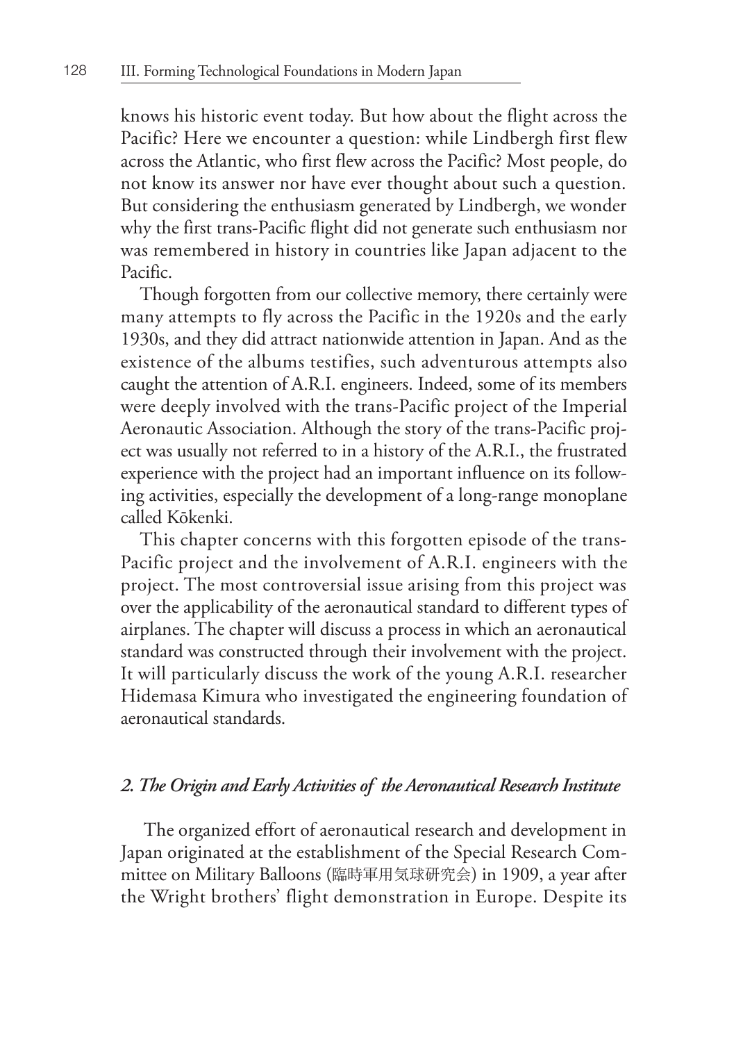knows his historic event today. But how about the flight across the Pacific? Here we encounter a question: while Lindbergh first flew across the Atlantic, who first flew across the Pacific? Most people, do not know its answer nor have ever thought about such a question. But considering the enthusiasm generated by Lindbergh, we wonder why the first trans-Pacific flight did not generate such enthusiasm nor was remembered in history in countries like Japan adjacent to the Pacific.

Though forgotten from our collective memory, there certainly were many attempts to fly across the Pacific in the 1920s and the early 1930s, and they did attract nationwide attention in Japan. And as the existence of the albums testifies, such adventurous attempts also caught the attention of A.R.I. engineers. Indeed, some of its members were deeply involved with the trans-Pacific project of the Imperial Aeronautic Association. Although the story of the trans-Pacific project was usually not referred to in a history of the A.R.I., the frustrated experience with the project had an important influence on its following activities, especially the development of a long-range monoplane called Kōkenki.

This chapter concerns with this forgotten episode of the trans-Pacific project and the involvement of A.R.I. engineers with the project. The most controversial issue arising from this project was over the applicability of the aeronautical standard to different types of airplanes. The chapter will discuss a process in which an aeronautical standard was constructed through their involvement with the project. It will particularly discuss the work of the young A.R.I. researcher Hidemasa Kimura who investigated the engineering foundation of aeronautical standards.

## *2. The Origin and Early Activities of the Aeronautical Research Institute*

The organized effort of aeronautical research and development in Japan originated at the establishment of the Special Research Committee on Military Balloons (臨時軍用気球研究会) in 1909, a year after the Wright brothers' flight demonstration in Europe. Despite its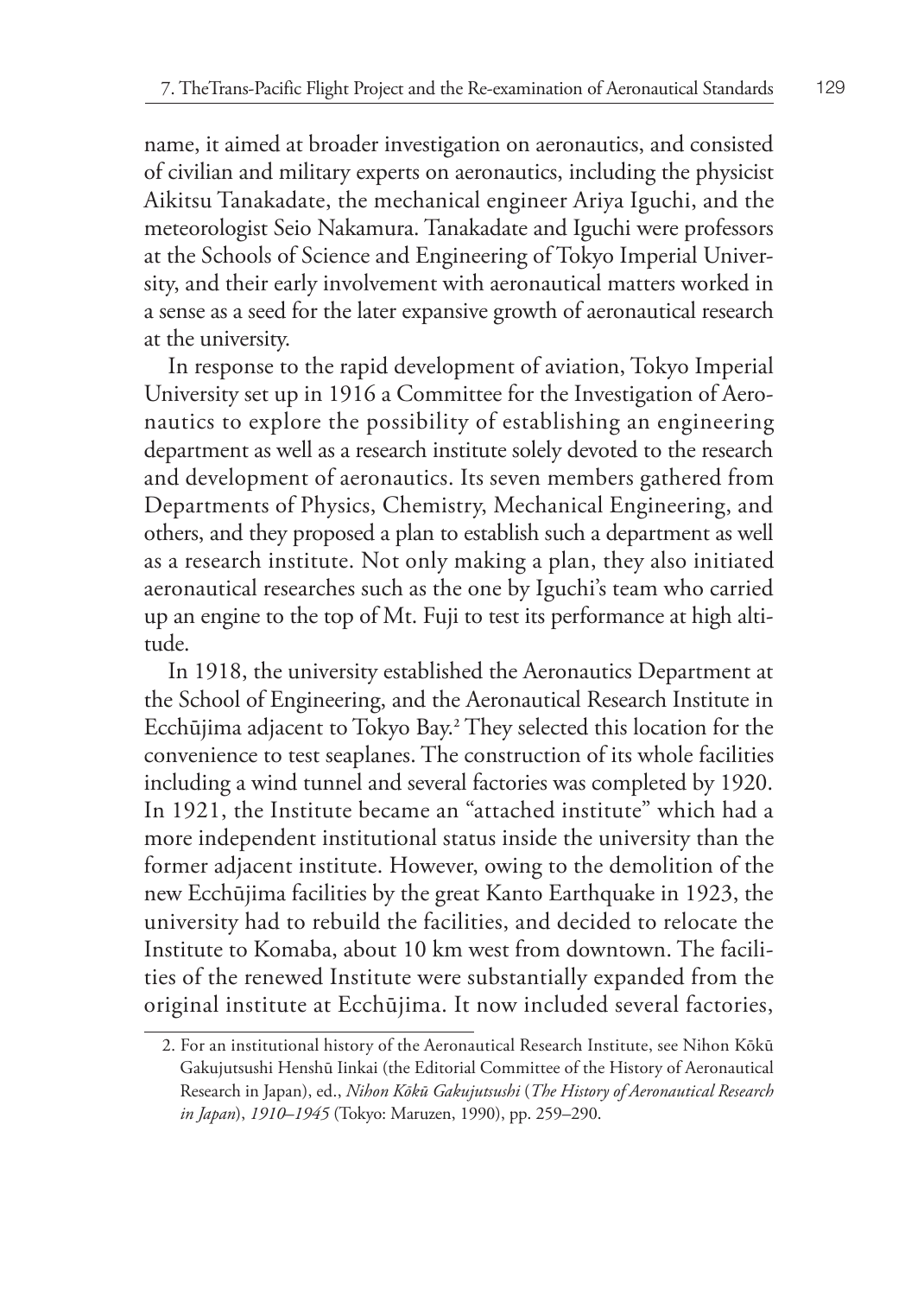name, it aimed at broader investigation on aeronautics, and consisted of civilian and military experts on aeronautics, including the physicist Aikitsu Tanakadate, the mechanical engineer Ariya Iguchi, and the meteorologist Seio Nakamura. Tanakadate and Iguchi were professors at the Schools of Science and Engineering of Tokyo Imperial University, and their early involvement with aeronautical matters worked in a sense as a seed for the later expansive growth of aeronautical research at the university.

In response to the rapid development of aviation, Tokyo Imperial University set up in 1916 a Committee for the Investigation of Aeronautics to explore the possibility of establishing an engineering department as well as a research institute solely devoted to the research and development of aeronautics. Its seven members gathered from Departments of Physics, Chemistry, Mechanical Engineering, and others, and they proposed a plan to establish such a department as well as a research institute. Not only making a plan, they also initiated aeronautical researches such as the one by Iguchi's team who carried up an engine to the top of Mt. Fuji to test its performance at high altitude.

In 1918, the university established the Aeronautics Department at the School of Engineering, and the Aeronautical Research Institute in Ecchūjima adjacent to Tokyo Bay.[2] They selected this location for the convenience to test seaplanes. The construction of its whole facilities including a wind tunnel and several factories was completed by 1920. In 1921, the Institute became an "attached institute" which had a more independent institutional status inside the university than the former adjacent institute. However, owing to the demolition of the new Ecchūjima facilities by the great Kanto Earthquake in 1923, the university had to rebuild the facilities, and decided to relocate the Institute to Komaba, about 10 km west from downtown. The facilities of the renewed Institute were substantially expanded from the original institute at Ecchūjima. It now included several factories,

2. For an institutional history of the Aeronautical Research Institute, see Nihon Kōkū Gakujutsushi Henshū Iinkai (the Editorial Committee of the History of Aeronautical Research in Japan), ed., *Nihon Kōkū Gakujutsushi* (*The History of Aeronautical Research in Japan*), *1910–1945* (Tokyo: Maruzen, 1990), pp. 259–290.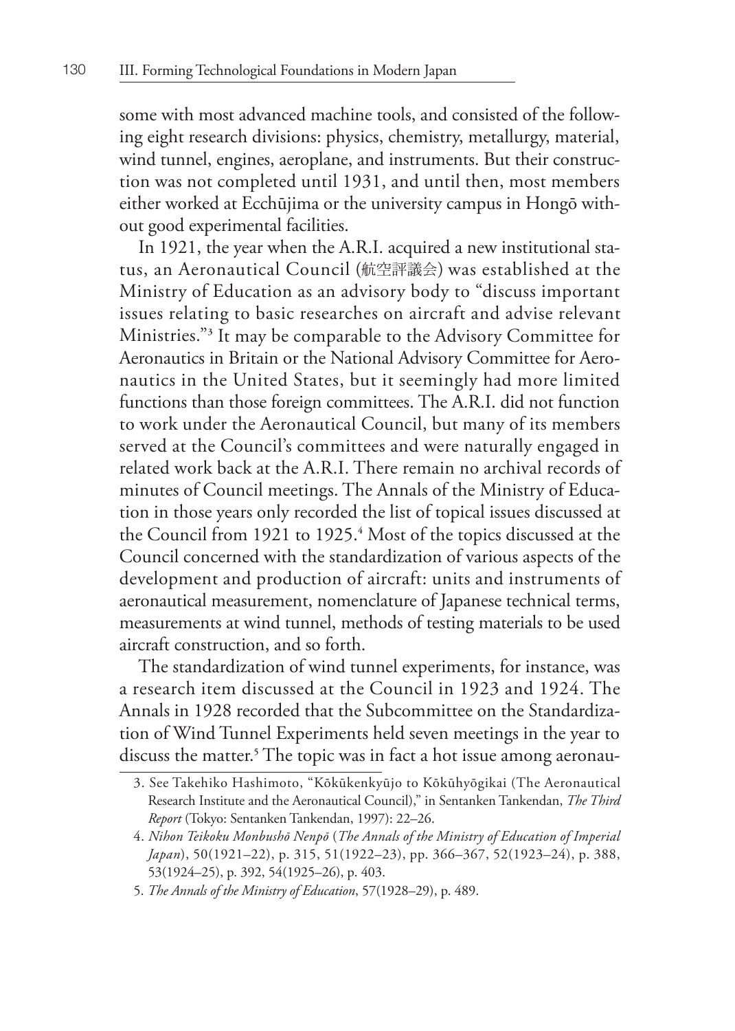some with most advanced machine tools, and consisted of the following eight research divisions: physics, chemistry, metallurgy, material, wind tunnel, engines, aeroplane, and instruments. But their construction was not completed until 1931, and until then, most members either worked at Ecchūjima or the university campus in Hongō without good experimental facilities.

In 1921, the year when the A.R.I. acquired a new institutional status, an Aeronautical Council (航空評議会) was established at the Ministry of Education as an advisory body to "discuss important issues relating to basic researches on aircraft and advise relevant Ministries."[3] It may be comparable to the Advisory Committee for Aeronautics in Britain or the National Advisory Committee for Aeronautics in the United States, but it seemingly had more limited functions than those foreign committees. The A.R.I. did not function to work under the Aeronautical Council, but many of its members served at the Council's committees and were naturally engaged in related work back at the A.R.I. There remain no archival records of minutes of Council meetings. The Annals of the Ministry of Education in those years only recorded the list of topical issues discussed at the Council from 1921 to 1925.[4] Most of the topics discussed at the Council concerned with the standardization of various aspects of the development and production of aircraft: units and instruments of aeronautical measurement, nomenclature of Japanese technical terms, measurements at wind tunnel, methods of testing materials to be used aircraft construction, and so forth.

The standardization of wind tunnel experiments, for instance, was a research item discussed at the Council in 1923 and 1924. The Annals in 1928 recorded that the Subcommittee on the Standardization of Wind Tunnel Experiments held seven meetings in the year to discuss the matter.[5] The topic was in fact a hot issue among aeronau-

3. See Takehiko Hashimoto, "Kōkūkenkyūjo to Kōkūhyōgikai (The Aeronautical Research Institute and the Aeronautical Council)," in Sentanken Tankendan, *The Third Report* (Tokyo: Sentanken Tankendan, 1997): 22–26.

4. *Nihon Teikoku Monbushō Nenpō* (*The Annals of the Ministry of Education of Imperial Japan*), 50(1921–22), p. 315, 51(1922–23), pp. 366–367, 52(1923–24), p. 388, 53(1924–25), p. 392, 54(1925–26), p. 403.

5. *The Annals of the Ministry of Education*, 57(1928–29), p. 489.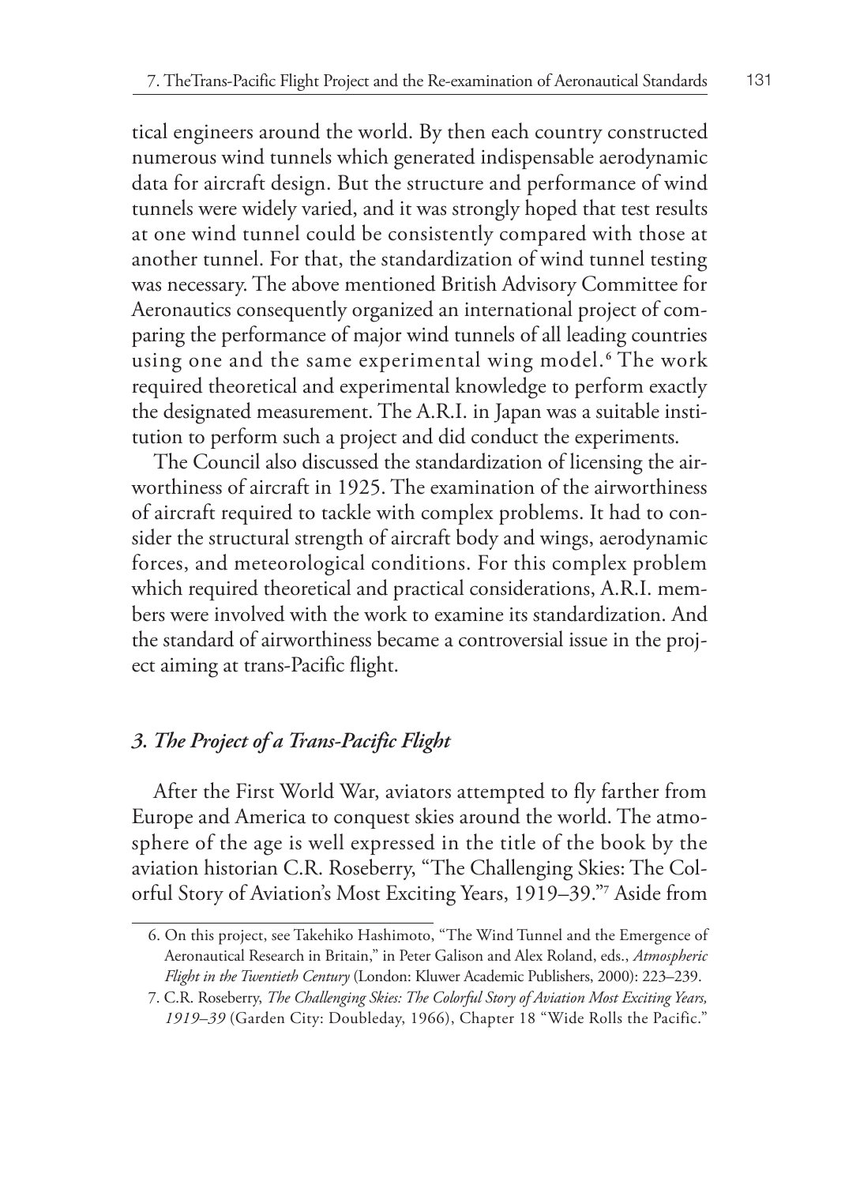tical engineers around the world. By then each country constructed numerous wind tunnels which generated indispensable aerodynamic data for aircraft design. But the structure and performance of wind tunnels were widely varied, and it was strongly hoped that test results at one wind tunnel could be consistently compared with those at another tunnel. For that, the standardization of wind tunnel testing was necessary. The above mentioned British Advisory Committee for Aeronautics consequently organized an international project of comparing the performance of major wind tunnels of all leading countries using one and the same experimental wing model.[6] The work required theoretical and experimental knowledge to perform exactly the designated measurement. The A.R.I. in Japan was a suitable institution to perform such a project and did conduct the experiments.

The Council also discussed the standardization of licensing the airworthiness of aircraft in 1925. The examination of the airworthiness of aircraft required to tackle with complex problems. It had to consider the structural strength of aircraft body and wings, aerodynamic forces, and meteorological conditions. For this complex problem which required theoretical and practical considerations, A.R.I. members were involved with the work to examine its standardization. And the standard of airworthiness became a controversial issue in the project aiming at trans-Pacific flight.

### *3. The Project of a Trans-Pacific Flight*

After the First World War, aviators attempted to fly farther from Europe and America to conquest skies around the world. The atmosphere of the age is well expressed in the title of the book by the aviation historian C.R. Roseberry, "The Challenging Skies: The Colorful Story of Aviation's Most Exciting Years, 1919–39."[7] Aside from

6. On this project, see Takehiko Hashimoto, "The Wind Tunnel and the Emergence of Aeronautical Research in Britain," in Peter Galison and Alex Roland, eds., *Atmospheric Flight in the Twentieth Century* (London: Kluwer Academic Publishers, 2000): 223–239.

7. C.R. Roseberry, *The Challenging Skies: The Colorful Story of Aviation Most Exciting Years, 1919–39* (Garden City: Doubleday, 1966), Chapter 18 "Wide Rolls the Pacific."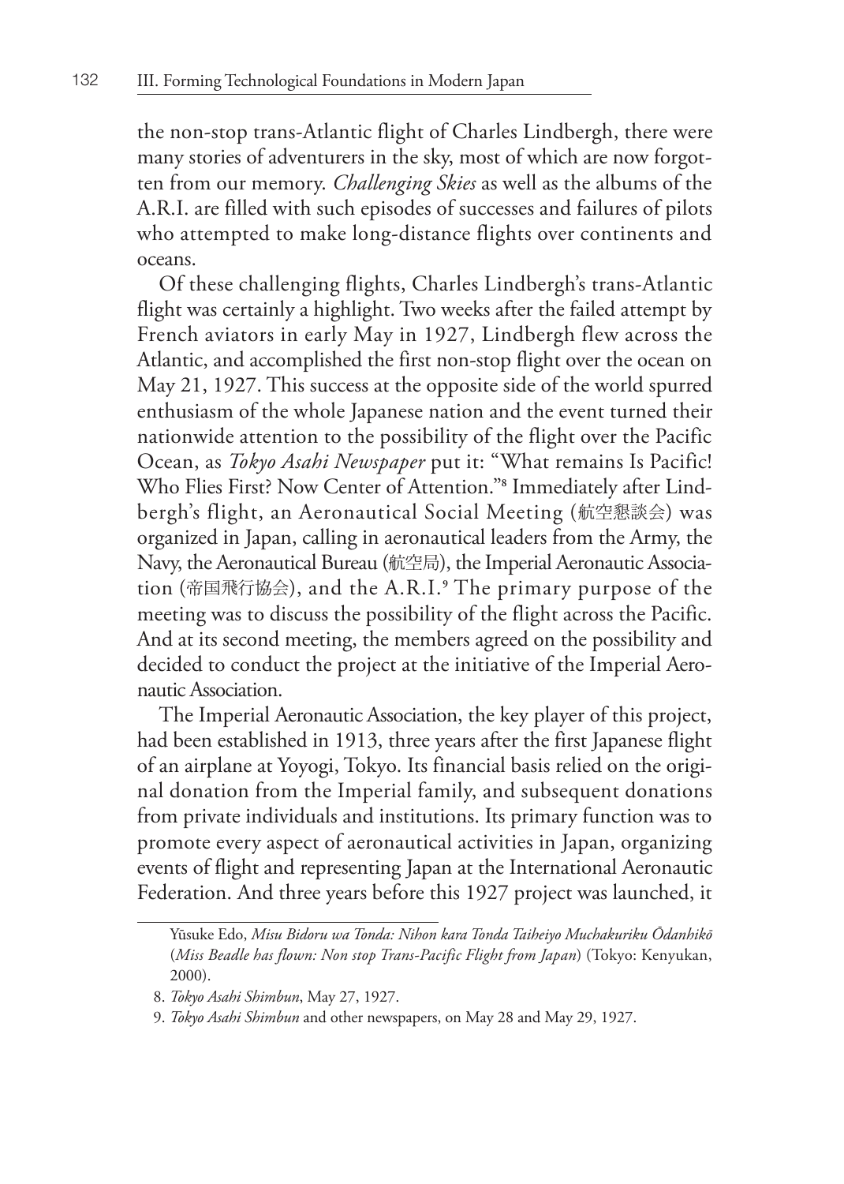the non-stop trans-Atlantic flight of Charles Lindbergh, there were many stories of adventurers in the sky, most of which are now forgotten from our memory. *Challenging Skies* as well as the albums of the A.R.I. are filled with such episodes of successes and failures of pilots who attempted to make long-distance flights over continents and oceans.

Of these challenging flights, Charles Lindbergh's trans-Atlantic flight was certainly a highlight. Two weeks after the failed attempt by French aviators in early May in 1927, Lindbergh flew across the Atlantic, and accomplished the first non-stop flight over the ocean on May 21, 1927. This success at the opposite side of the world spurred enthusiasm of the whole Japanese nation and the event turned their nationwide attention to the possibility of the flight over the Pacific Ocean, as *Tokyo Asahi Newspaper* put it: "What remains Is Pacific! Who Flies First? Now Center of Attention."[8] Immediately after Lindbergh's flight, an Aeronautical Social Meeting (航空懇談会) was organized in Japan, calling in aeronautical leaders from the Army, the Navy, the Aeronautical Bureau (航空局), the Imperial Aeronautic Association (帝国飛行協会), and the A.R.I.[9] The primary purpose of the meeting was to discuss the possibility of the flight across the Pacific. And at its second meeting, the members agreed on the possibility and decided to conduct the project at the initiative of the Imperial Aeronautic Association.

The Imperial Aeronautic Association, the key player of this project, had been established in 1913, three years after the first Japanese flight of an airplane at Yoyogi, Tokyo. Its financial basis relied on the original donation from the Imperial family, and subsequent donations from private individuals and institutions. Its primary function was to promote every aspect of aeronautical activities in Japan, organizing events of flight and representing Japan at the International Aeronautic Federation. And three years before this 1927 project was launched, it

---

Yūsuke Edo, *Misu Bidoru wa Tonda: Nihon kara Tonda Taiheiyo Muchakuriku Ōdanhikō* (*Miss Beadle has flown: Non stop Trans-Pacific Flight from Japan*) (Tokyo: Kenyukan, 2000).

8. *Tokyo Asahi Shimbun*, May 27, 1927.

9. *Tokyo Asahi Shimbun* and other newspapers, on May 28 and May 29, 1927.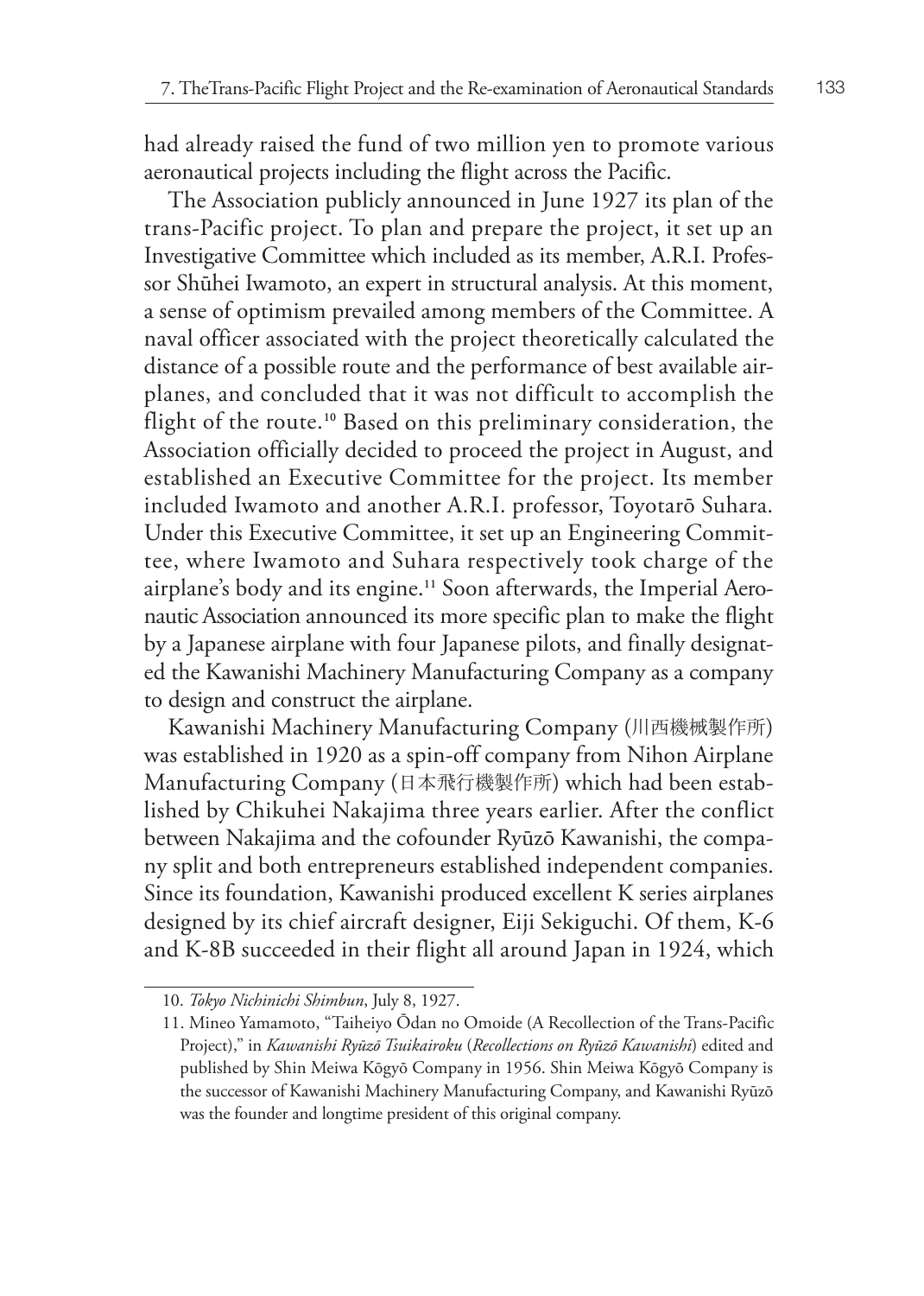had already raised the fund of two million yen to promote various aeronautical projects including the flight across the Pacific.

The Association publicly announced in June 1927 its plan of the trans-Pacific project. To plan and prepare the project, it set up an Investigative Committee which included as its member, A.R.I. Professor Shūhei Iwamoto, an expert in structural analysis. At this moment, a sense of optimism prevailed among members of the Committee. A naval officer associated with the project theoretically calculated the distance of a possible route and the performance of best available airplanes, and concluded that it was not difficult to accomplish the flight of the route.[10] Based on this preliminary consideration, the Association officially decided to proceed the project in August, and established an Executive Committee for the project. Its member included Iwamoto and another A.R.I. professor, Toyotarō Suhara. Under this Executive Committee, it set up an Engineering Committee, where Iwamoto and Suhara respectively took charge of the airplane's body and its engine.[11] Soon afterwards, the Imperial Aeronautic Association announced its more specific plan to make the flight by a Japanese airplane with four Japanese pilots, and finally designated the Kawanishi Machinery Manufacturing Company as a company to design and construct the airplane.

Kawanishi Machinery Manufacturing Company (川西機械製作所) was established in 1920 as a spin-off company from Nihon Airplane Manufacturing Company (日本飛行機製作所) which had been established by Chikuhei Nakajima three years earlier. After the conflict between Nakajima and the cofounder Ryūzō Kawanishi, the company split and both entrepreneurs established independent companies. Since its foundation, Kawanishi produced excellent K series airplanes designed by its chief aircraft designer, Eiji Sekiguchi. Of them, K-6 and K-8B succeeded in their flight all around Japan in 1924, which

10. *Tokyo Nichinichi Shimbun*, July 8, 1927.

11. Mineo Yamamoto, "Taiheiyo Ōdan no Omoide (A Recollection of the Trans-Pacific Project)," in *Kawanishi Ryūzō Tsuikairoku* (*Recollections on Ryūzō Kawanishi*) edited and published by Shin Meiwa Kōgyō Company in 1956. Shin Meiwa Kōgyō Company is the successor of Kawanishi Machinery Manufacturing Company, and Kawanishi Ryūzō was the founder and longtime president of this original company.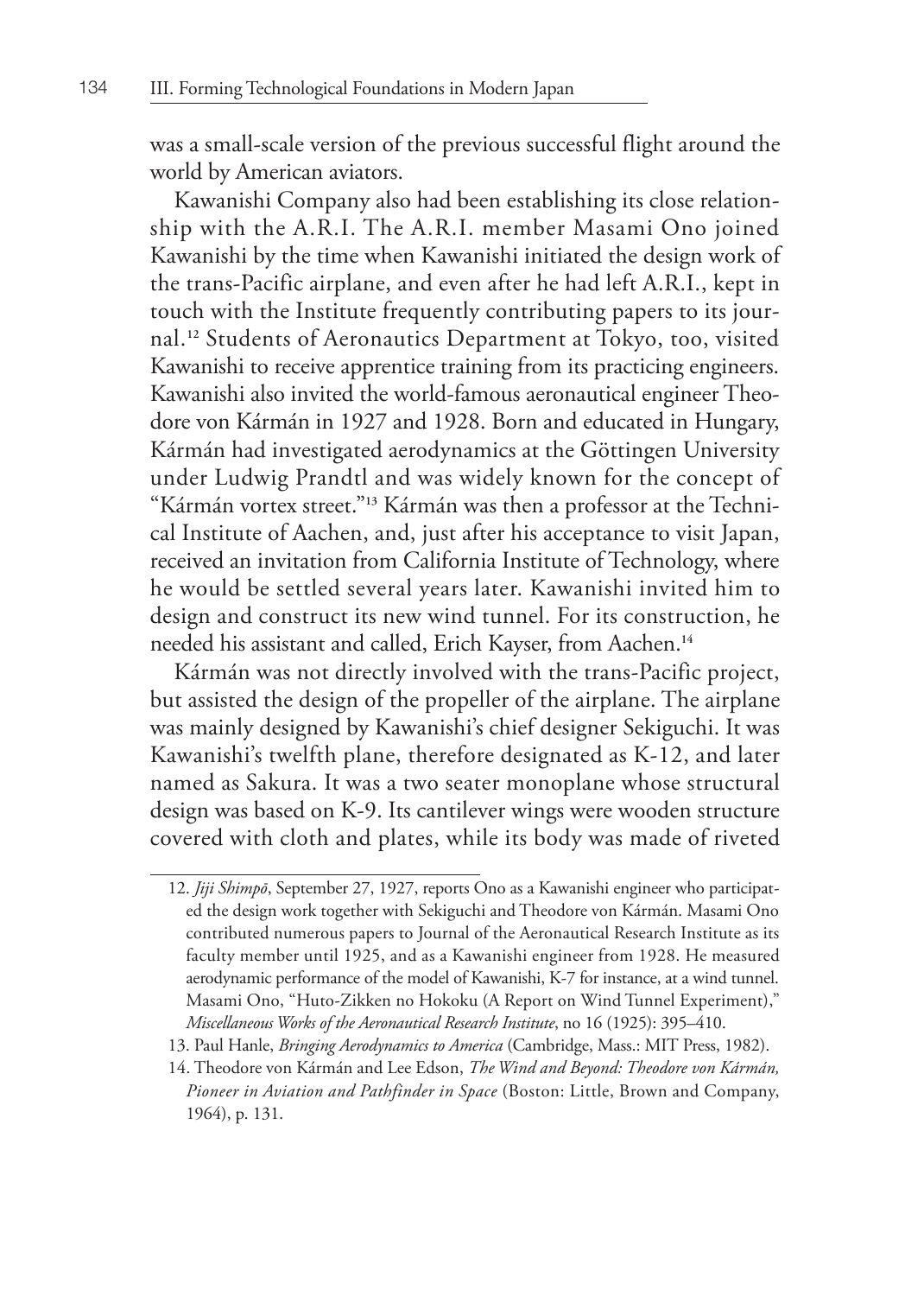was a small-scale version of the previous successful flight around the world by American aviators.

Kawanishi Company also had been establishing its close relationship with the A.R.I. The A.R.I. member Masami Ono joined Kawanishi by the time when Kawanishi initiated the design work of the trans-Pacific airplane, and even after he had left A.R.I., kept in touch with the Institute frequently contributing papers to its journal.[12] Students of Aeronautics Department at Tokyo, too, visited Kawanishi to receive apprentice training from its practicing engineers. Kawanishi also invited the world-famous aeronautical engineer Theodore von Kármán in 1927 and 1928. Born and educated in Hungary, Kármán had investigated aerodynamics at the Göttingen University under Ludwig Prandtl and was widely known for the concept of "Kármán vortex street."[13] Kármán was then a professor at the Technical Institute of Aachen, and, just after his acceptance to visit Japan, received an invitation from California Institute of Technology, where he would be settled several years later. Kawanishi invited him to design and construct its new wind tunnel. For its construction, he needed his assistant and called, Erich Kayser, from Aachen.[14]

Kármán was not directly involved with the trans-Pacific project, but assisted the design of the propeller of the airplane. The airplane was mainly designed by Kawanishi's chief designer Sekiguchi. It was Kawanishi's twelfth plane, therefore designated as K-12, and later named as Sakura. It was a two seater monoplane whose structural design was based on K-9. Its cantilever wings were wooden structure covered with cloth and plates, while its body was made of riveted

12. *Jiji Shimpō*, September 27, 1927, reports Ono as a Kawanishi engineer who participated the design work together with Sekiguchi and Theodore von Kármán. Masami Ono contributed numerous papers to Journal of the Aeronautical Research Institute as its faculty member until 1925, and as a Kawanishi engineer from 1928. He measured aerodynamic performance of the model of Kawanishi, K-7 for instance, at a wind tunnel. Masami Ono, "Huto-Zikken no Hokoku (A Report on Wind Tunnel Experiment)," *Miscellaneous Works of the Aeronautical Research Institute*, no 16 (1925): 395–410.

13. Paul Hanle, *Bringing Aerodynamics to America* (Cambridge, Mass.: MIT Press, 1982).

14. Theodore von Kármán and Lee Edson, *The Wind and Beyond: Theodore von Kármán, Pioneer in Aviation and Pathfinder in Space* (Boston: Little, Brown and Company, 1964), p. 131.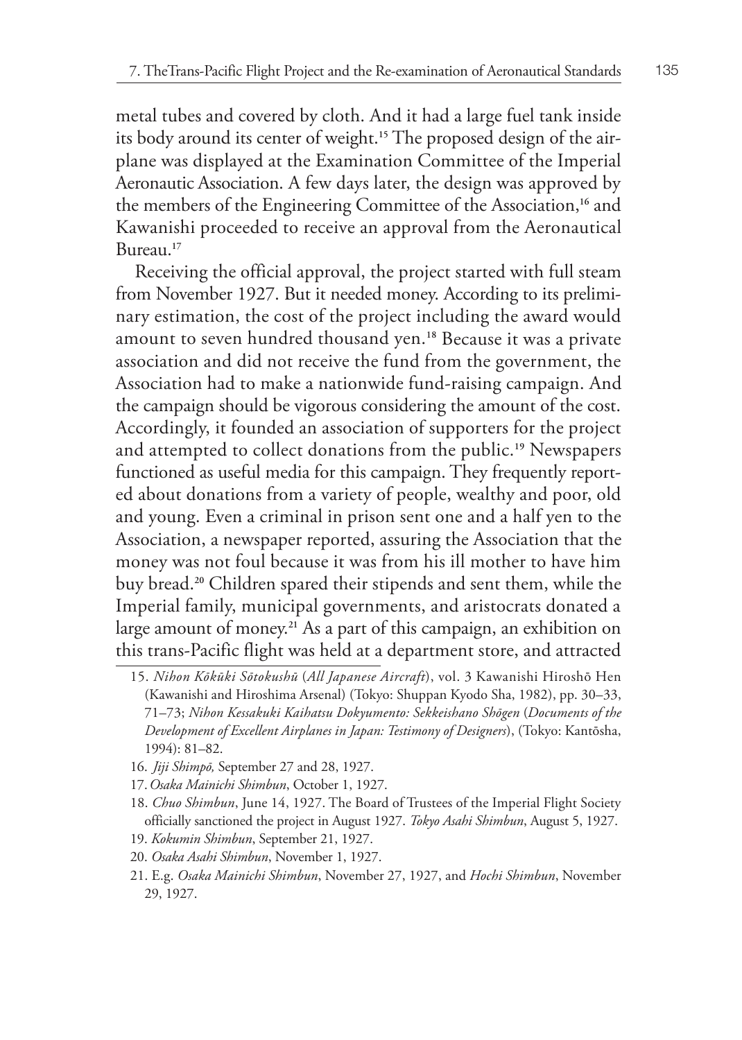metal tubes and covered by cloth. And it had a large fuel tank inside its body around its center of weight.[15] The proposed design of the airplane was displayed at the Examination Committee of the Imperial Aeronautic Association. A few days later, the design was approved by the members of the Engineering Committee of the Association,[16] and Kawanishi proceeded to receive an approval from the Aeronautical Bureau.[17]

Receiving the official approval, the project started with full steam from November 1927. But it needed money. According to its preliminary estimation, the cost of the project including the award would amount to seven hundred thousand yen.[18] Because it was a private association and did not receive the fund from the government, the Association had to make a nationwide fund-raising campaign. And the campaign should be vigorous considering the amount of the cost. Accordingly, it founded an association of supporters for the project and attempted to collect donations from the public.[19] Newspapers functioned as useful media for this campaign. They frequently reported about donations from a variety of people, wealthy and poor, old and young. Even a criminal in prison sent one and a half yen to the Association, a newspaper reported, assuring the Association that the money was not foul because it was from his ill mother to have him buy bread.[20] Children spared their stipends and sent them, while the Imperial family, municipal governments, and aristocrats donated a large amount of money.[21] As a part of this campaign, an exhibition on this trans-Pacific flight was held at a department store, and attracted

15. *Nihon Kōkūki Sōtokushū* (*All Japanese Aircraft*), vol. 3 Kawanishi Hiroshō Hen (Kawanishi and Hiroshima Arsenal) (Tokyo: Shuppan Kyodo Sha, 1982), pp. 30–33, 71–73; *Nihon Kessakuki Kaihatsu Dokyumento: Sekkeishano Shōgen* (*Documents of the Development of Excellent Airplanes in Japan: Testimony of Designers*), (Tokyo: Kantōsha, 1994): 81–82.

16. *Jiji Shimpō,* September 27 and 28, 1927.

17. *Osaka Mainichi Shimbun*, October 1, 1927.

18. *Chuo Shimbun*, June 14, 1927. The Board of Trustees of the Imperial Flight Society officially sanctioned the project in August 1927. *Tokyo Asahi Shimbun*, August 5, 1927.

19. *Kokumin Shimbun*, September 21, 1927.

20. *Osaka Asahi Shimbun*, November 1, 1927.

21. E.g. *Osaka Mainichi Shimbun*, November 27, 1927, and *Hochi Shimbun*, November 29, 1927.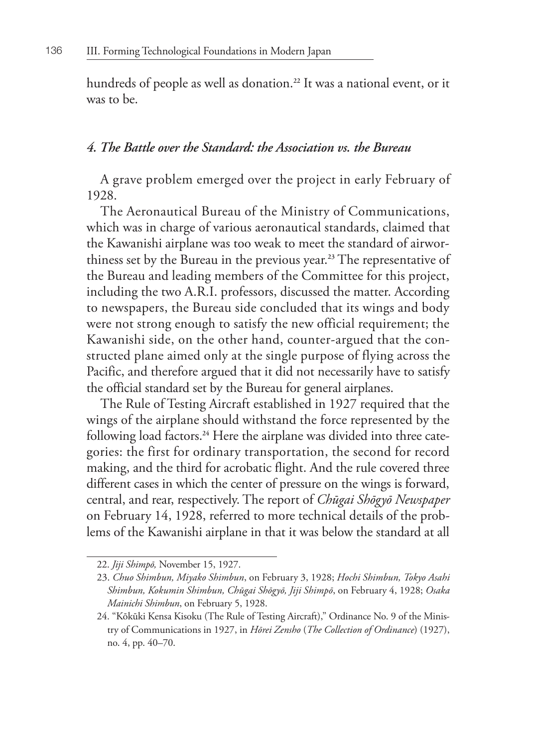hundreds of people as well as donation.[22] It was a national event, or it was to be.

### *4. The Battle over the Standard: the Association vs. the Bureau*

A grave problem emerged over the project in early February of 1928.

The Aeronautical Bureau of the Ministry of Communications, which was in charge of various aeronautical standards, claimed that the Kawanishi airplane was too weak to meet the standard of airworthiness set by the Bureau in the previous year.[23] The representative of the Bureau and leading members of the Committee for this project, including the two A.R.I. professors, discussed the matter. According to newspapers, the Bureau side concluded that its wings and body were not strong enough to satisfy the new official requirement; the Kawanishi side, on the other hand, counter-argued that the constructed plane aimed only at the single purpose of flying across the Pacific, and therefore argued that it did not necessarily have to satisfy the official standard set by the Bureau for general airplanes.

The Rule of Testing Aircraft established in 1927 required that the wings of the airplane should withstand the force represented by the following load factors.[24] Here the airplane was divided into three categories: the first for ordinary transportation, the second for record making, and the third for acrobatic flight. And the rule covered three different cases in which the center of pressure on the wings is forward, central, and rear, respectively. The report of *Chūgai Shōgyō Newspaper* on February 14, 1928, referred to more technical details of the problems of the Kawanishi airplane in that it was below the standard at all

22. *Jiji Shimpō,* November 15, 1927.

23. *Chuo Shimbun, Miyako Shimbun*, on February 3, 1928; *Hochi Shimbun, Tokyo Asahi Shimbun, Kokumin Shimbun, Chūgai Shōgyō, Jiji Shimpō*, on February 4, 1928; *Osaka Mainichi Shimbun*, on February 5, 1928.

24. "Kōkūki Kensa Kisoku (The Rule of Testing Aircraft)," Ordinance No. 9 of the Ministry of Communications in 1927, in *Hōrei Zensho* (*The Collection of Ordinance*) (1927), no. 4, pp. 40–70.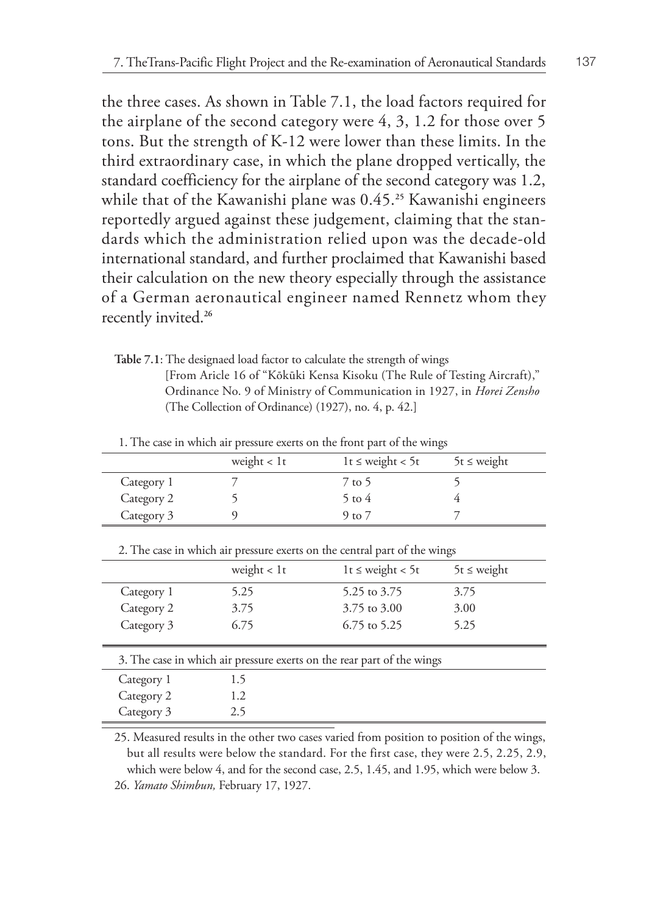the three cases. As shown in Table 7.1, the load factors required for the airplane of the second category were 4, 3, 1.2 for those over 5 tons. But the strength of K-12 were lower than these limits. In the third extraordinary case, in which the plane dropped vertically, the standard coefficiency for the airplane of the second category was 1.2, while that of the Kawanishi plane was 0.45.[25] Kawanishi engineers reportedly argued against these judgement, claiming that the standards which the administration relied upon was the decade-old international standard, and further proclaimed that Kawanishi based their calculation on the new theory especially through the assistance of a German aeronautical engineer named Rennetz whom they recently invited.[26]

**Table 7.1**: The designaed load factor to calculate the strength of wings [From Aricle 16 of "Kōkūki Kensa Kisoku (The Rule of Testing Aircraft)," Ordinance No. 9 of Ministry of Communication in 1927, in *Horei Zensho* (The Collection of Ordinance) (1927), no. 4, p. 42.]

1. The case in which air pressure exerts on the front part of the wings

| | weight < 1t | 1t ≤ weight < 5t | 5t ≤ weight |
|---|---|---|---|
| Category 1 | 7 | 7 to 5 | 5 |
| Category 2 | 5 | 5 to 4 | 4 |
| Category 3 | 9 | 9 to 7 | 7 |

2. The case in which air pressure exerts on the central part of the wings

| | weight < 1t | 1t ≤ weight < 5t | 5t ≤ weight |
|---|---|---|---|
| Category 1 | 5.25 | 5.25 to 3.75 | 3.75 |
| Category 2 | 3.75 | 3.75 to 3.00 | 3.00 |
| Category 3 | 6.75 | 6.75 to 5.25 | 5.25 |

3. The case in which air pressure exerts on the rear part of the wings

| | |
|---|---|
| Category 1 | 1.5 |
| Category 2 | 1.2 |
| Category 3 | 2.5 |

25. Measured results in the other two cases varied from position to position of the wings, but all results were below the standard. For the first case, they were 2.5, 2.25, 2.9, which were below 4, and for the second case, 2.5, 1.45, and 1.95, which were below 3.

26. *Yamato Shimbun,* February 17, 1927.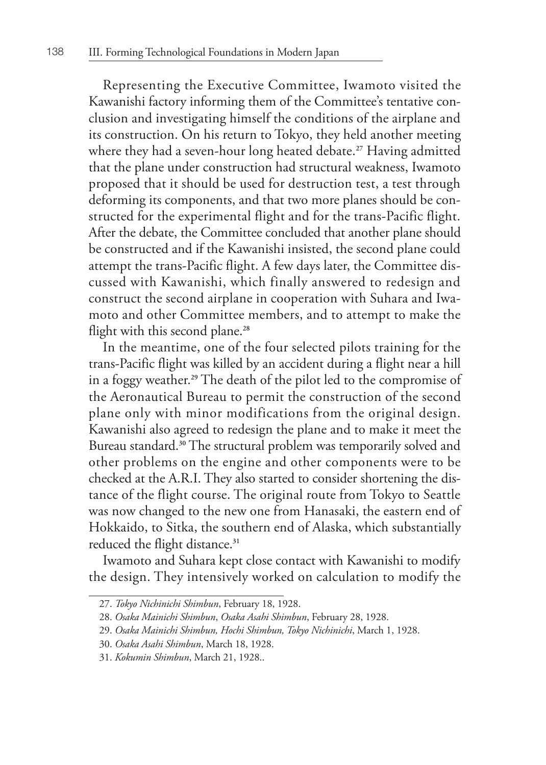Representing the Executive Committee, Iwamoto visited the Kawanishi factory informing them of the Committee's tentative conclusion and investigating himself the conditions of the airplane and its construction. On his return to Tokyo, they held another meeting where they had a seven-hour long heated debate.[27] Having admitted that the plane under construction had structural weakness, Iwamoto proposed that it should be used for destruction test, a test through deforming its components, and that two more planes should be constructed for the experimental flight and for the trans-Pacific flight. After the debate, the Committee concluded that another plane should be constructed and if the Kawanishi insisted, the second plane could attempt the trans-Pacific flight. A few days later, the Committee discussed with Kawanishi, which finally answered to redesign and construct the second airplane in cooperation with Suhara and Iwamoto and other Committee members, and to attempt to make the flight with this second plane.[28]

In the meantime, one of the four selected pilots training for the trans-Pacific flight was killed by an accident during a flight near a hill in a foggy weather.[29] The death of the pilot led to the compromise of the Aeronautical Bureau to permit the construction of the second plane only with minor modifications from the original design. Kawanishi also agreed to redesign the plane and to make it meet the Bureau standard.[30] The structural problem was temporarily solved and other problems on the engine and other components were to be checked at the A.R.I. They also started to consider shortening the distance of the flight course. The original route from Tokyo to Seattle was now changed to the new one from Hanasaki, the eastern end of Hokkaido, to Sitka, the southern end of Alaska, which substantially reduced the flight distance.[31]

Iwamoto and Suhara kept close contact with Kawanishi to modify the design. They intensively worked on calculation to modify the

---

27. *Tokyo Nichinichi Shimbun*, February 18, 1928.

28. *Osaka Mainichi Shimbun*, *Osaka Asahi Shimbun*, February 28, 1928.

29. *Osaka Mainichi Shimbun, Hochi Shimbun, Tokyo Nichinichi*, March 1, 1928.

30. *Osaka Asahi Shimbun*, March 18, 1928.

31. *Kokumin Shimbun*, March 21, 1928..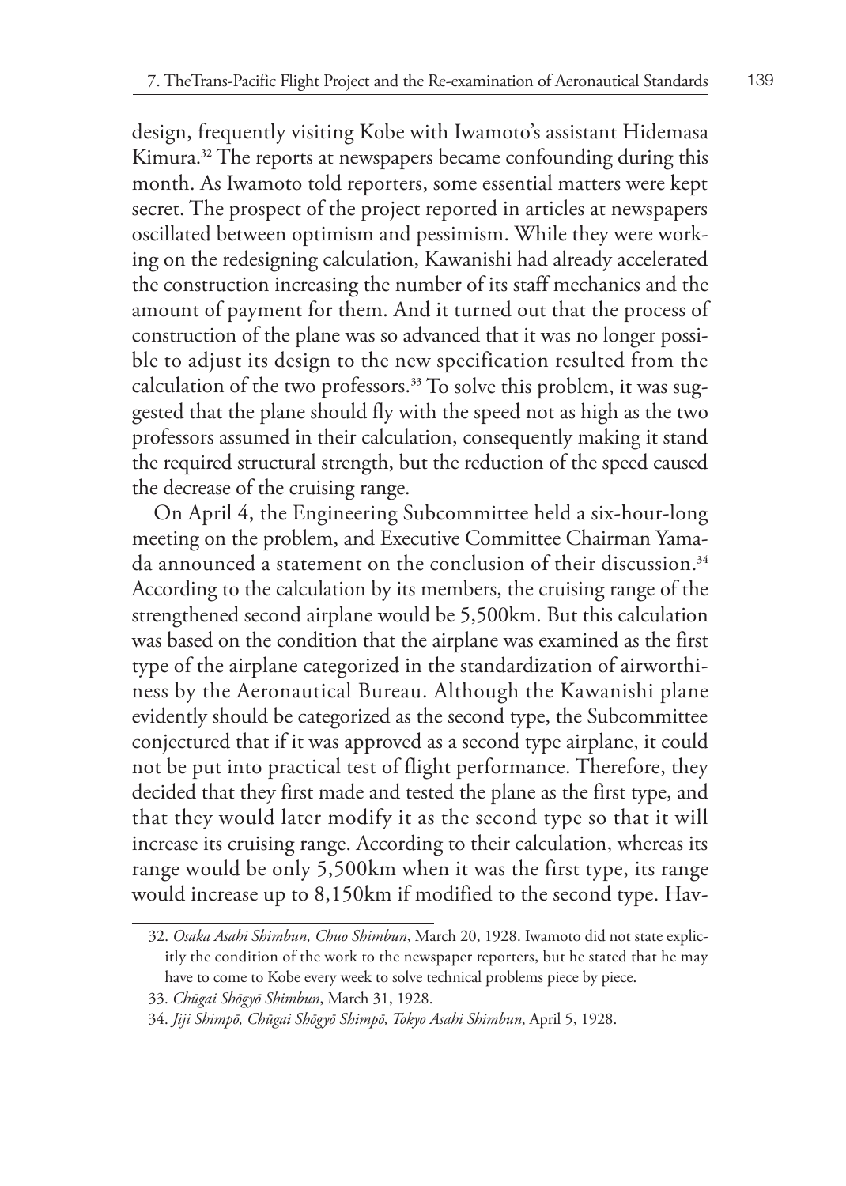design, frequently visiting Kobe with Iwamoto's assistant Hidemasa Kimura.[32] The reports at newspapers became confounding during this month. As Iwamoto told reporters, some essential matters were kept secret. The prospect of the project reported in articles at newspapers oscillated between optimism and pessimism. While they were working on the redesigning calculation, Kawanishi had already accelerated the construction increasing the number of its staff mechanics and the amount of payment for them. And it turned out that the process of construction of the plane was so advanced that it was no longer possible to adjust its design to the new specification resulted from the calculation of the two professors.[33] To solve this problem, it was suggested that the plane should fly with the speed not as high as the two professors assumed in their calculation, consequently making it stand the required structural strength, but the reduction of the speed caused the decrease of the cruising range.

On April 4, the Engineering Subcommittee held a six-hour-long meeting on the problem, and Executive Committee Chairman Yamada announced a statement on the conclusion of their discussion.[34] According to the calculation by its members, the cruising range of the strengthened second airplane would be 5,500km. But this calculation was based on the condition that the airplane was examined as the first type of the airplane categorized in the standardization of airworthiness by the Aeronautical Bureau. Although the Kawanishi plane evidently should be categorized as the second type, the Subcommittee conjectured that if it was approved as a second type airplane, it could not be put into practical test of flight performance. Therefore, they decided that they first made and tested the plane as the first type, and that they would later modify it as the second type so that it will increase its cruising range. According to their calculation, whereas its range would be only 5,500km when it was the first type, its range would increase up to 8,150km if modified to the second type. Hav-

32. *Osaka Asahi Shimbun, Chuo Shimbun*, March 20, 1928. Iwamoto did not state explicitly the condition of the work to the newspaper reporters, but he stated that he may have to come to Kobe every week to solve technical problems piece by piece.

33. *Chūgai Shōgyō Shimbun*, March 31, 1928.

34. *Jiji Shimpō, Chūgai Shōgyō Shimpō, Tokyo Asahi Shimbun*, April 5, 1928.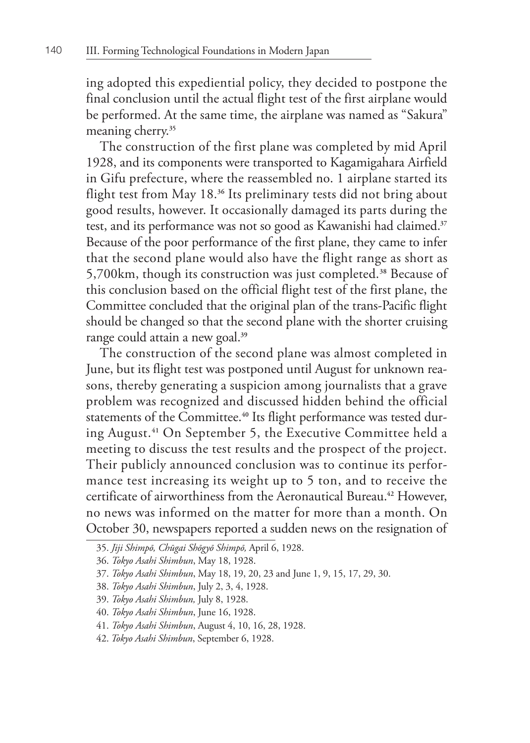ing adopted this expediential policy, they decided to postpone the final conclusion until the actual flight test of the first airplane would be performed. At the same time, the airplane was named as "Sakura" meaning cherry.[35]

The construction of the first plane was completed by mid April 1928, and its components were transported to Kagamigahara Airfield in Gifu prefecture, where the reassembled no. 1 airplane started its flight test from May 18.[36] Its preliminary tests did not bring about good results, however. It occasionally damaged its parts during the test, and its performance was not so good as Kawanishi had claimed.[37] Because of the poor performance of the first plane, they came to infer that the second plane would also have the flight range as short as 5,700km, though its construction was just completed.[38] Because of this conclusion based on the official flight test of the first plane, the Committee concluded that the original plan of the trans-Pacific flight should be changed so that the second plane with the shorter cruising range could attain a new goal.[39]

The construction of the second plane was almost completed in June, but its flight test was postponed until August for unknown reasons, thereby generating a suspicion among journalists that a grave problem was recognized and discussed hidden behind the official statements of the Committee.[40] Its flight performance was tested during August.[41] On September 5, the Executive Committee held a meeting to discuss the test results and the prospect of the project. Their publicly announced conclusion was to continue its performance test increasing its weight up to 5 ton, and to receive the certificate of airworthiness from the Aeronautical Bureau.[42] However, no news was informed on the matter for more than a month. On October 30, newspapers reported a sudden news on the resignation of

35. *Jiji Shimpō, Chūgai Shōgyō Shimpō,* April 6, 1928.

36. *Tokyo Asahi Shimbun*, May 18, 1928.

37. *Tokyo Asahi Shimbun*, May 18, 19, 20, 23 and June 1, 9, 15, 17, 29, 30.

38. *Tokyo Asahi Shimbun*, July 2, 3, 4, 1928.

39. *Tokyo Asahi Shimbun,* July 8, 1928.

40. *Tokyo Asahi Shimbun*, June 16, 1928.

41. *Tokyo Asahi Shimbun*, August 4, 10, 16, 28, 1928.

42. *Tokyo Asahi Shimbun*, September 6, 1928.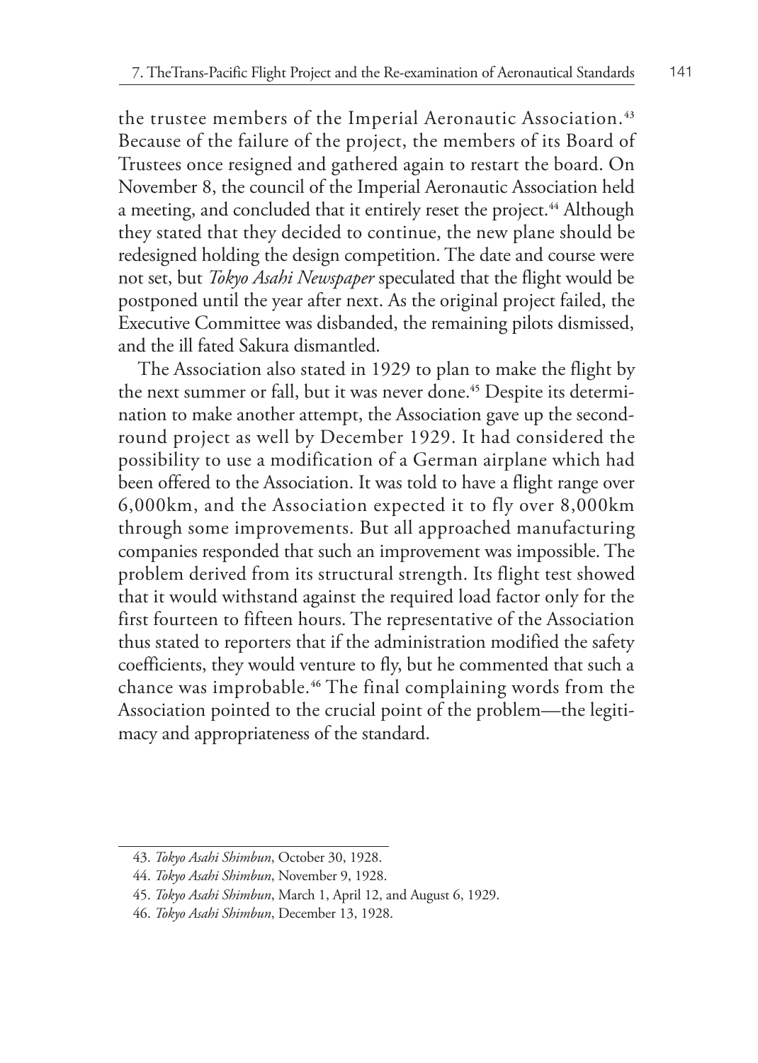the trustee members of the Imperial Aeronautic Association.[43] Because of the failure of the project, the members of its Board of Trustees once resigned and gathered again to restart the board. On November 8, the council of the Imperial Aeronautic Association held a meeting, and concluded that it entirely reset the project.[44] Although they stated that they decided to continue, the new plane should be redesigned holding the design competition. The date and course were not set, but *Tokyo Asahi Newspaper* speculated that the flight would be postponed until the year after next. As the original project failed, the Executive Committee was disbanded, the remaining pilots dismissed, and the ill fated Sakura dismantled.

The Association also stated in 1929 to plan to make the flight by the next summer or fall, but it was never done.[45] Despite its determination to make another attempt, the Association gave up the second-round project as well by December 1929. It had considered the possibility to use a modification of a German airplane which had been offered to the Association. It was told to have a flight range over 6,000km, and the Association expected it to fly over 8,000km through some improvements. But all approached manufacturing companies responded that such an improvement was impossible. The problem derived from its structural strength. Its flight test showed that it would withstand against the required load factor only for the first fourteen to fifteen hours. The representative of the Association thus stated to reporters that if the administration modified the safety coefficients, they would venture to fly, but he commented that such a chance was improbable.[46] The final complaining words from the Association pointed to the crucial point of the problem—the legitimacy and appropriateness of the standard.

---

43. *Tokyo Asahi Shimbun*, October 30, 1928.
44. *Tokyo Asahi Shimbun*, November 9, 1928.
45. *Tokyo Asahi Shimbun*, March 1, April 12, and August 6, 1929.
46. *Tokyo Asahi Shimbun*, December 13, 1928.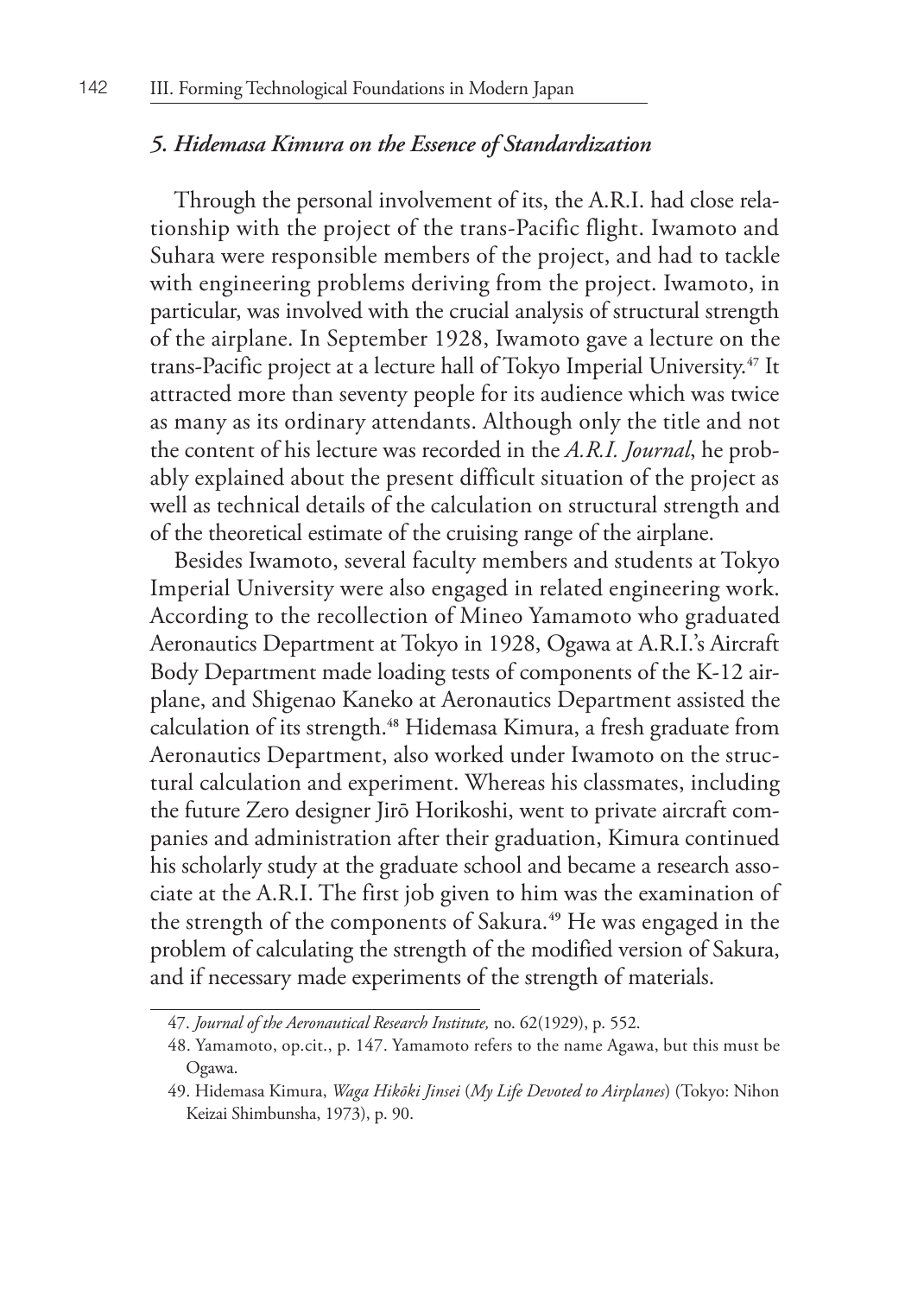### *5. Hidemasa Kimura on the Essence of Standardization*

Through the personal involvement of its, the A.R.I. had close relationship with the project of the trans-Pacific flight. Iwamoto and Suhara were responsible members of the project, and had to tackle with engineering problems deriving from the project. Iwamoto, in particular, was involved with the crucial analysis of structural strength of the airplane. In September 1928, Iwamoto gave a lecture on the trans-Pacific project at a lecture hall of Tokyo Imperial University.[47] It attracted more than seventy people for its audience which was twice as many as its ordinary attendants. Although only the title and not the content of his lecture was recorded in the *A.R.I. Journal*, he probably explained about the present difficult situation of the project as well as technical details of the calculation on structural strength and of the theoretical estimate of the cruising range of the airplane.

Besides Iwamoto, several faculty members and students at Tokyo Imperial University were also engaged in related engineering work. According to the recollection of Mineo Yamamoto who graduated Aeronautics Department at Tokyo in 1928, Ogawa at A.R.I.'s Aircraft Body Department made loading tests of components of the K-12 airplane, and Shigenao Kaneko at Aeronautics Department assisted the calculation of its strength.[48] Hidemasa Kimura, a fresh graduate from Aeronautics Department, also worked under Iwamoto on the structural calculation and experiment. Whereas his classmates, including the future Zero designer Jirō Horikoshi, went to private aircraft companies and administration after their graduation, Kimura continued his scholarly study at the graduate school and became a research associate at the A.R.I. The first job given to him was the examination of the strength of the components of Sakura.[49] He was engaged in the problem of calculating the strength of the modified version of Sakura, and if necessary made experiments of the strength of materials.

47. *Journal of the Aeronautical Research Institute,* no. 62(1929), p. 552.

48. Yamamoto, op.cit., p. 147. Yamamoto refers to the name Agawa, but this must be Ogawa.

49. Hidemasa Kimura, *Waga Hikōki Jinsei* (*My Life Devoted to Airplanes*) (Tokyo: Nihon Keizai Shimbunsha, 1973), p. 90.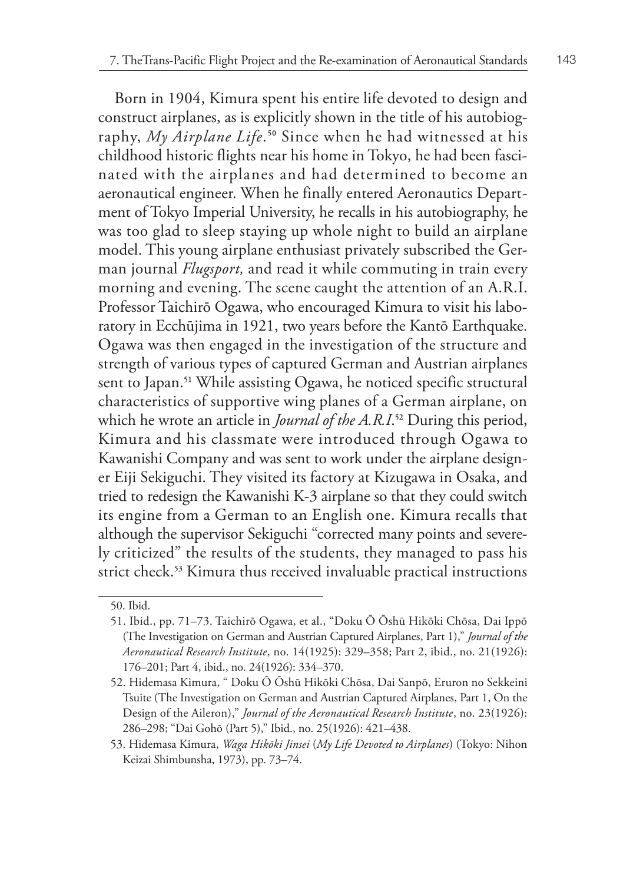Born in 1904, Kimura spent his entire life devoted to design and construct airplanes, as is explicitly shown in the title of his autobiography, *My Airplane Life*.[50] Since when he had witnessed at his childhood historic flights near his home in Tokyo, he had been fascinated with the airplanes and had determined to become an aeronautical engineer. When he finally entered Aeronautics Department of Tokyo Imperial University, he recalls in his autobiography, he was too glad to sleep staying up whole night to build an airplane model. This young airplane enthusiast privately subscribed the German journal *Flugsport,* and read it while commuting in train every morning and evening. The scene caught the attention of an A.R.I. Professor Taichirō Ogawa, who encouraged Kimura to visit his laboratory in Ecchūjima in 1921, two years before the Kantō Earthquake. Ogawa was then engaged in the investigation of the structure and strength of various types of captured German and Austrian airplanes sent to Japan.[51] While assisting Ogawa, he noticed specific structural characteristics of supportive wing planes of a German airplane, on which he wrote an article in *Journal of the A.R.I.*[52] During this period, Kimura and his classmate were introduced through Ogawa to Kawanishi Company and was sent to work under the airplane designer Eiji Sekiguchi. They visited its factory at Kizugawa in Osaka, and tried to redesign the Kawanishi K-3 airplane so that they could switch its engine from a German to an English one. Kimura recalls that although the supervisor Sekiguchi "corrected many points and severely criticized" the results of the students, they managed to pass his strict check.[53] Kimura thus received invaluable practical instructions

---

50. Ibid.

51. Ibid., pp. 71–73. Taichirō Ogawa, et al., "Doku Ō Ōshū Hikōki Chōsa, Dai Ippō (The Investigation on German and Austrian Captured Airplanes, Part 1)," *Journal of the Aeronautical Research Institute*, no. 14(1925): 329–358; Part 2, ibid., no. 21(1926): 176–201; Part 4, ibid., no. 24(1926): 334–370.

52. Hidemasa Kimura, " Doku Ō Ōshū Hikōki Chōsa, Dai Sanpō, Eruron no Sekkeini Tsuite (The Investigation on German and Austrian Captured Airplanes, Part 1, On the Design of the Aileron)," *Journal of the Aeronautical Research Institute*, no. 23(1926): 286–298; "Dai Gohō (Part 5)," Ibid., no. 25(1926): 421–438.

53. Hidemasa Kimura, *Waga Hikōki Jinsei* (*My Life Devoted to Airplanes*) (Tokyo: Nihon Keizai Shimbunsha, 1973), pp. 73–74.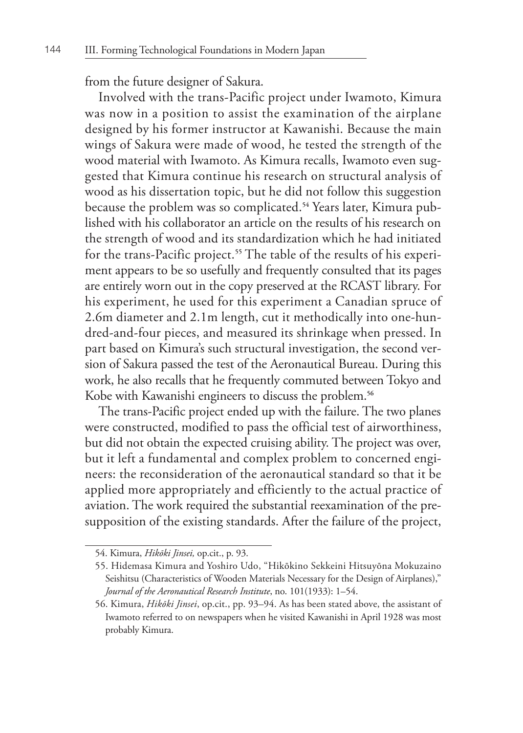from the future designer of Sakura.

Involved with the trans-Pacific project under Iwamoto, Kimura was now in a position to assist the examination of the airplane designed by his former instructor at Kawanishi. Because the main wings of Sakura were made of wood, he tested the strength of the wood material with Iwamoto. As Kimura recalls, Iwamoto even suggested that Kimura continue his research on structural analysis of wood as his dissertation topic, but he did not follow this suggestion because the problem was so complicated.[54] Years later, Kimura published with his collaborator an article on the results of his research on the strength of wood and its standardization which he had initiated for the trans-Pacific project.[55] The table of the results of his experiment appears to be so usefully and frequently consulted that its pages are entirely worn out in the copy preserved at the RCAST library. For his experiment, he used for this experiment a Canadian spruce of 2.6m diameter and 2.1m length, cut it methodically into one-hundred-and-four pieces, and measured its shrinkage when pressed. In part based on Kimura's such structural investigation, the second version of Sakura passed the test of the Aeronautical Bureau. During this work, he also recalls that he frequently commuted between Tokyo and Kobe with Kawanishi engineers to discuss the problem.[56]

The trans-Pacific project ended up with the failure. The two planes were constructed, modified to pass the official test of airworthiness, but did not obtain the expected cruising ability. The project was over, but it left a fundamental and complex problem to concerned engineers: the reconsideration of the aeronautical standard so that it be applied more appropriately and efficiently to the actual practice of aviation. The work required the substantial reexamination of the presupposition of the existing standards. After the failure of the project,

---

54. Kimura, *Hikōki Jinsei,* op.cit., p. 93.

55. Hidemasa Kimura and Yoshiro Udo, "Hikōkino Sekkeini Hitsuyōna Mokuzaino Seishitsu (Characteristics of Wooden Materials Necessary for the Design of Airplanes)," *Journal of the Aeronautical Research Institute*, no. 101(1933): 1–54.

56. Kimura, *Hikōki Jinsei*, op.cit., pp. 93–94. As has been stated above, the assistant of Iwamoto referred to on newspapers when he visited Kawanishi in April 1928 was most probably Kimura.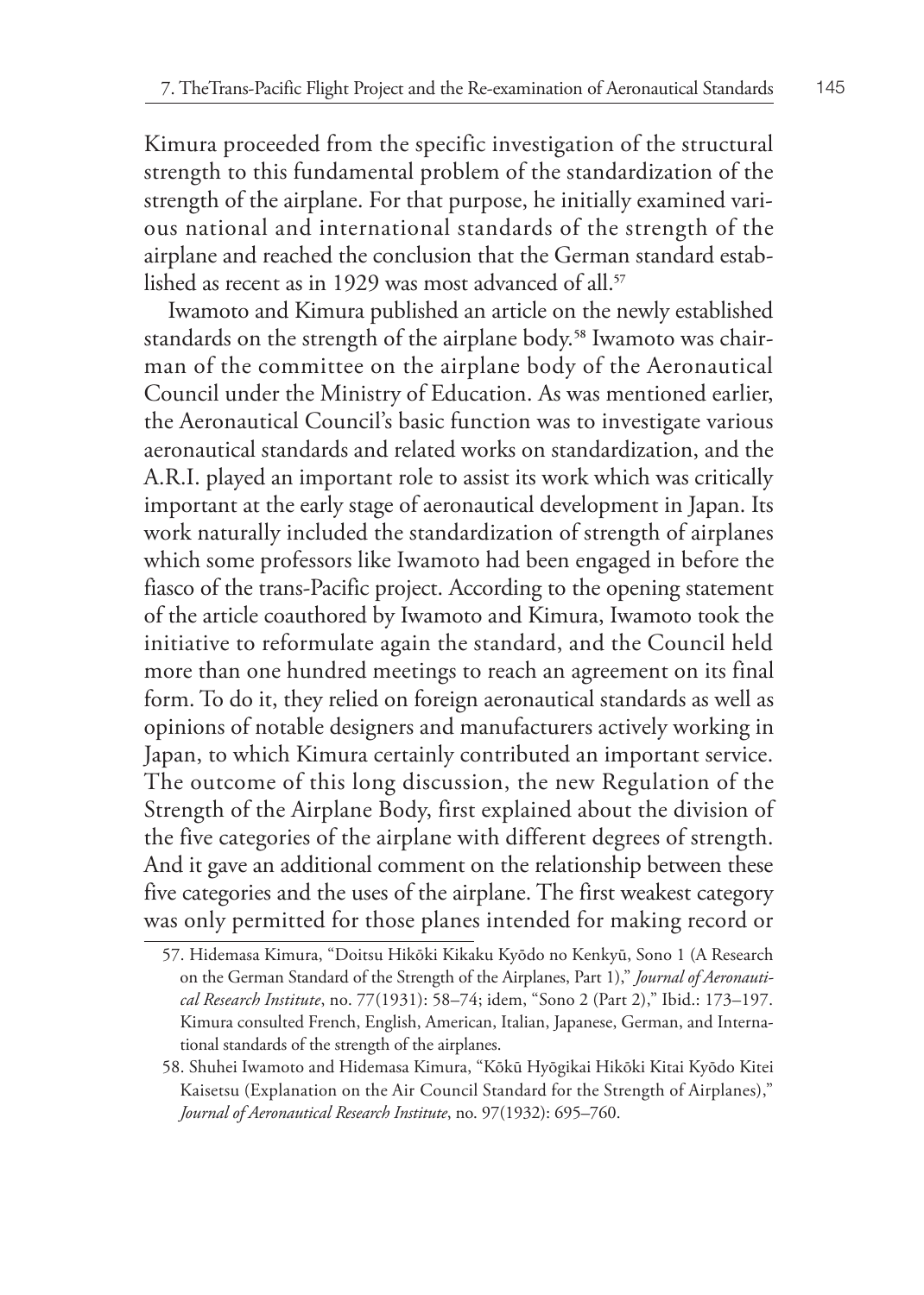Kimura proceeded from the specific investigation of the structural strength to this fundamental problem of the standardization of the strength of the airplane. For that purpose, he initially examined various national and international standards of the strength of the airplane and reached the conclusion that the German standard established as recent as in 1929 was most advanced of all.[57]

Iwamoto and Kimura published an article on the newly established standards on the strength of the airplane body.[58] Iwamoto was chairman of the committee on the airplane body of the Aeronautical Council under the Ministry of Education. As was mentioned earlier, the Aeronautical Council's basic function was to investigate various aeronautical standards and related works on standardization, and the A.R.I. played an important role to assist its work which was critically important at the early stage of aeronautical development in Japan. Its work naturally included the standardization of strength of airplanes which some professors like Iwamoto had been engaged in before the fiasco of the trans-Pacific project. According to the opening statement of the article coauthored by Iwamoto and Kimura, Iwamoto took the initiative to reformulate again the standard, and the Council held more than one hundred meetings to reach an agreement on its final form. To do it, they relied on foreign aeronautical standards as well as opinions of notable designers and manufacturers actively working in Japan, to which Kimura certainly contributed an important service. The outcome of this long discussion, the new Regulation of the Strength of the Airplane Body, first explained about the division of the five categories of the airplane with different degrees of strength. And it gave an additional comment on the relationship between these five categories and the uses of the airplane. The first weakest category was only permitted for those planes intended for making record or

57. Hidemasa Kimura, "Doitsu Hikōki Kikaku Kyōdo no Kenkyū, Sono 1 (A Research on the German Standard of the Strength of the Airplanes, Part 1)," *Journal of Aeronautical Research Institute*, no. 77(1931): 58–74; idem, "Sono 2 (Part 2)," Ibid.: 173–197. Kimura consulted French, English, American, Italian, Japanese, German, and International standards of the strength of the airplanes.

58. Shuhei Iwamoto and Hidemasa Kimura, "Kōkū Hyōgikai Hikōki Kitai Kyōdo Kitei Kaisetsu (Explanation on the Air Council Standard for the Strength of Airplanes)," *Journal of Aeronautical Research Institute*, no. 97(1932): 695–760.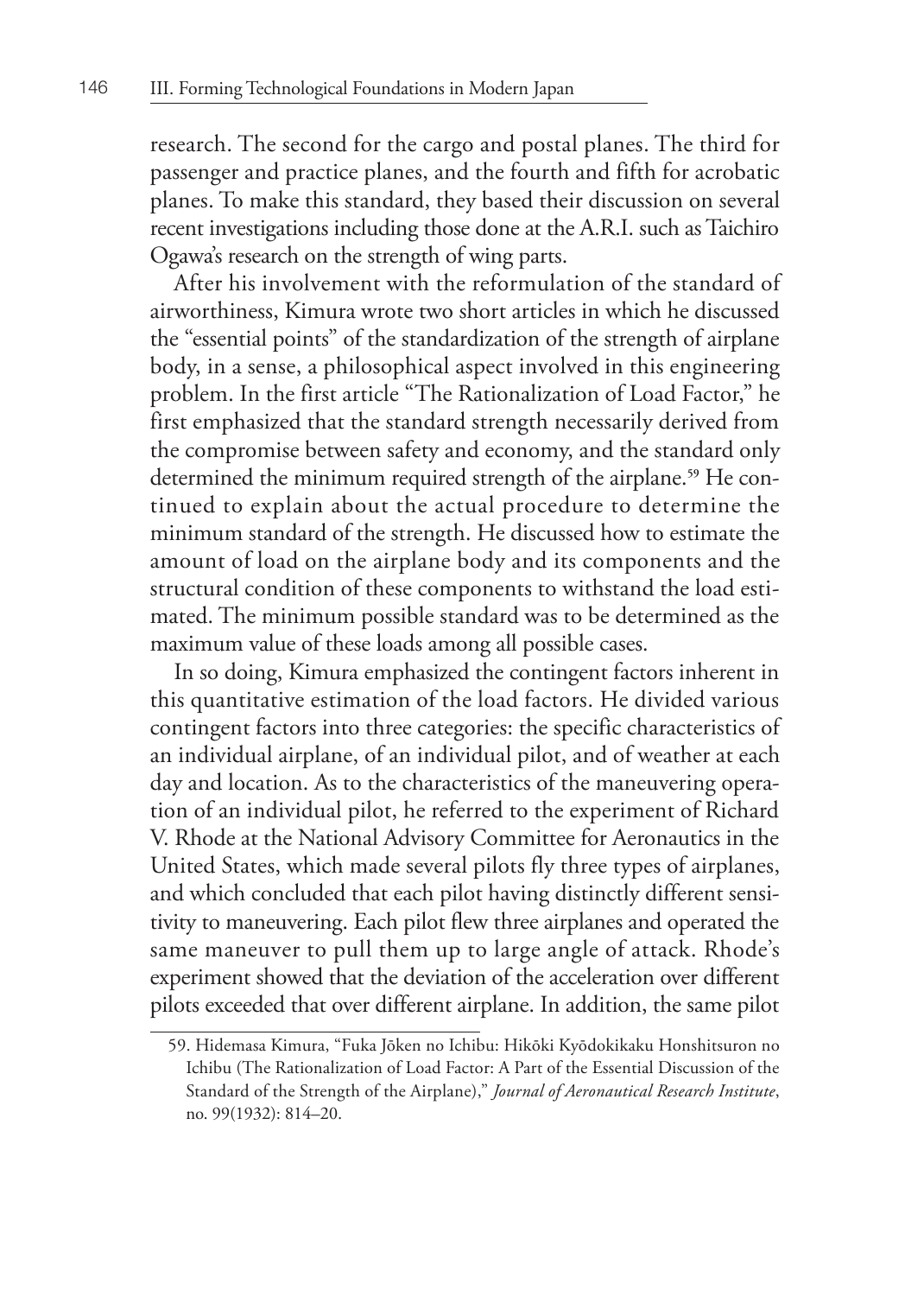research. The second for the cargo and postal planes. The third for passenger and practice planes, and the fourth and fifth for acrobatic planes. To make this standard, they based their discussion on several recent investigations including those done at the A.R.I. such as Taichiro Ogawa's research on the strength of wing parts.

After his involvement with the reformulation of the standard of airworthiness, Kimura wrote two short articles in which he discussed the "essential points" of the standardization of the strength of airplane body, in a sense, a philosophical aspect involved in this engineering problem. In the first article "The Rationalization of Load Factor," he first emphasized that the standard strength necessarily derived from the compromise between safety and economy, and the standard only determined the minimum required strength of the airplane.[59] He continued to explain about the actual procedure to determine the minimum standard of the strength. He discussed how to estimate the amount of load on the airplane body and its components and the structural condition of these components to withstand the load estimated. The minimum possible standard was to be determined as the maximum value of these loads among all possible cases.

In so doing, Kimura emphasized the contingent factors inherent in this quantitative estimation of the load factors. He divided various contingent factors into three categories: the specific characteristics of an individual airplane, of an individual pilot, and of weather at each day and location. As to the characteristics of the maneuvering operation of an individual pilot, he referred to the experiment of Richard V. Rhode at the National Advisory Committee for Aeronautics in the United States, which made several pilots fly three types of airplanes, and which concluded that each pilot having distinctly different sensitivity to maneuvering. Each pilot flew three airplanes and operated the same maneuver to pull them up to large angle of attack. Rhode's experiment showed that the deviation of the acceleration over different pilots exceeded that over different airplane. In addition, the same pilot

59. Hidemasa Kimura, "Fuka Jōken no Ichibu: Hikōki Kyōdokikaku Honshitsuron no Ichibu (The Rationalization of Load Factor: A Part of the Essential Discussion of the Standard of the Strength of the Airplane)," *Journal of Aeronautical Research Institute*, no. 99(1932): 814–20.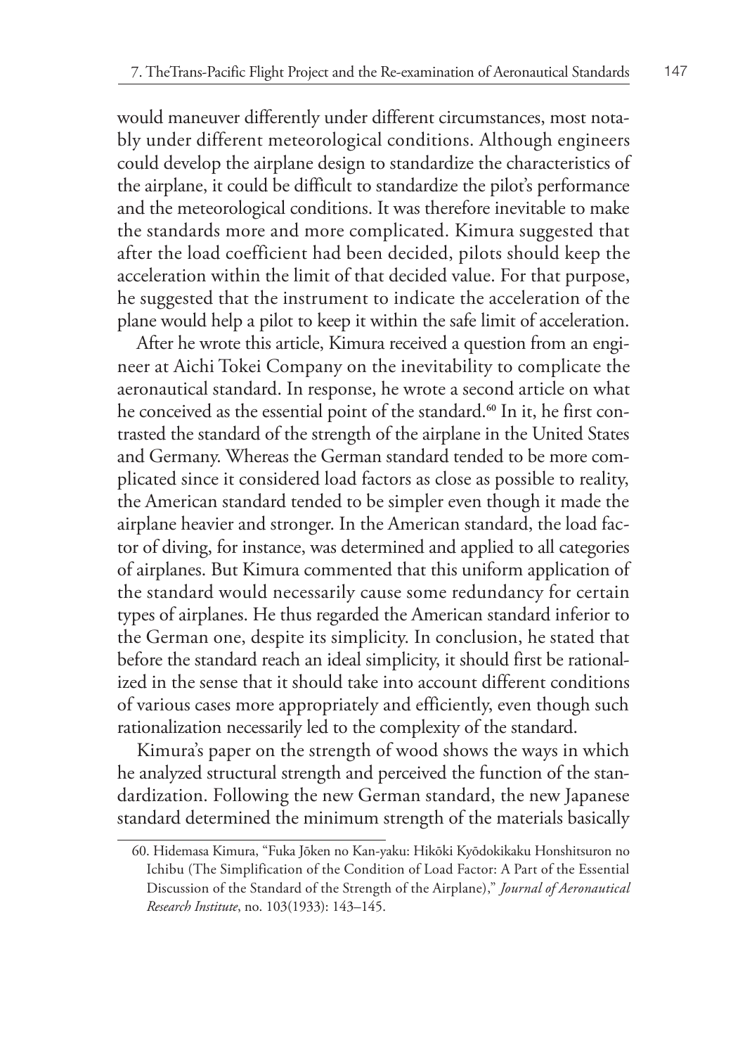would maneuver differently under different circumstances, most notably under different meteorological conditions. Although engineers could develop the airplane design to standardize the characteristics of the airplane, it could be difficult to standardize the pilot's performance and the meteorological conditions. It was therefore inevitable to make the standards more and more complicated. Kimura suggested that after the load coefficient had been decided, pilots should keep the acceleration within the limit of that decided value. For that purpose, he suggested that the instrument to indicate the acceleration of the plane would help a pilot to keep it within the safe limit of acceleration.

After he wrote this article, Kimura received a question from an engineer at Aichi Tokei Company on the inevitability to complicate the aeronautical standard. In response, he wrote a second article on what he conceived as the essential point of the standard.[60] In it, he first contrasted the standard of the strength of the airplane in the United States and Germany. Whereas the German standard tended to be more complicated since it considered load factors as close as possible to reality, the American standard tended to be simpler even though it made the airplane heavier and stronger. In the American standard, the load factor of diving, for instance, was determined and applied to all categories of airplanes. But Kimura commented that this uniform application of the standard would necessarily cause some redundancy for certain types of airplanes. He thus regarded the American standard inferior to the German one, despite its simplicity. In conclusion, he stated that before the standard reach an ideal simplicity, it should first be rationalized in the sense that it should take into account different conditions of various cases more appropriately and efficiently, even though such rationalization necessarily led to the complexity of the standard.

Kimura's paper on the strength of wood shows the ways in which he analyzed structural strength and perceived the function of the standardization. Following the new German standard, the new Japanese standard determined the minimum strength of the materials basically

60. Hidemasa Kimura, "Fuka Jōken no Kan-yaku: Hikōki Kyōdokikaku Honshitsuron no Ichibu (The Simplification of the Condition of Load Factor: A Part of the Essential Discussion of the Standard of the Strength of the Airplane)," *Journal of Aeronautical Research Institute*, no. 103(1933): 143–145.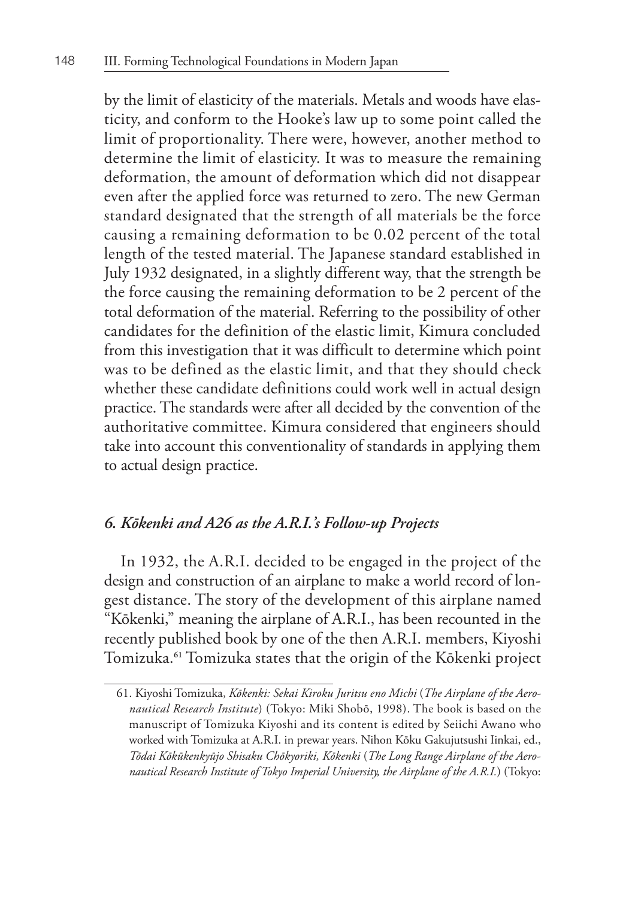by the limit of elasticity of the materials. Metals and woods have elasticity, and conform to the Hooke's law up to some point called the limit of proportionality. There were, however, another method to determine the limit of elasticity. It was to measure the remaining deformation, the amount of deformation which did not disappear even after the applied force was returned to zero. The new German standard designated that the strength of all materials be the force causing a remaining deformation to be 0.02 percent of the total length of the tested material. The Japanese standard established in July 1932 designated, in a slightly different way, that the strength be the force causing the remaining deformation to be 2 percent of the total deformation of the material. Referring to the possibility of other candidates for the definition of the elastic limit, Kimura concluded from this investigation that it was difficult to determine which point was to be defined as the elastic limit, and that they should check whether these candidate definitions could work well in actual design practice. The standards were after all decided by the convention of the authoritative committee. Kimura considered that engineers should take into account this conventionality of standards in applying them to actual design practice.

### *6. Kōkenki and A26 as the A.R.I.'s Follow-up Projects*

In 1932, the A.R.I. decided to be engaged in the project of the design and construction of an airplane to make a world record of longest distance. The story of the development of this airplane named "Kōkenki," meaning the airplane of A.R.I., has been recounted in the recently published book by one of the then A.R.I. members, Kiyoshi Tomizuka.[61] Tomizuka states that the origin of the Kōkenki project

---

61. Kiyoshi Tomizuka, *Kōkenki: Sekai Kiroku Juritsu eno Michi* (*The Airplane of the Aeronautical Research Institute*) (Tokyo: Miki Shobō, 1998). The book is based on the manuscript of Tomizuka Kiyoshi and its content is edited by Seiichi Awano who worked with Tomizuka at A.R.I. in prewar years. Nihon Kōku Gakujutsushi Iinkai, ed., *Tōdai Kōkūkenkyūjo Shisaku Chōkyoriki, Kōkenki* (*The Long Range Airplane of the Aeronautical Research Institute of Tokyo Imperial University, the Airplane of the A.R.I.*) (Tokyo: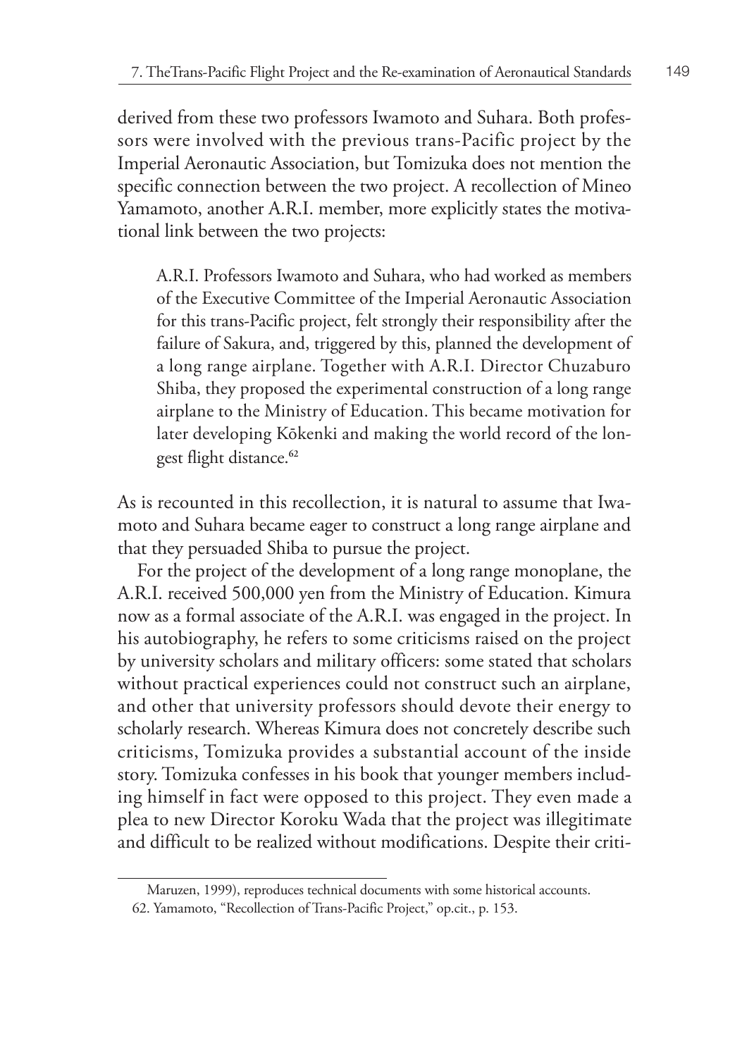derived from these two professors Iwamoto and Suhara. Both professors were involved with the previous trans-Pacific project by the Imperial Aeronautic Association, but Tomizuka does not mention the specific connection between the two project. A recollection of Mineo Yamamoto, another A.R.I. member, more explicitly states the motivational link between the two projects:

> A.R.I. Professors Iwamoto and Suhara, who had worked as members of the Executive Committee of the Imperial Aeronautic Association for this trans-Pacific project, felt strongly their responsibility after the failure of Sakura, and, triggered by this, planned the development of a long range airplane. Together with A.R.I. Director Chuzaburo Shiba, they proposed the experimental construction of a long range airplane to the Ministry of Education. This became motivation for later developing Kōkenki and making the world record of the longest flight distance.[62]

As is recounted in this recollection, it is natural to assume that Iwamoto and Suhara became eager to construct a long range airplane and that they persuaded Shiba to pursue the project.

For the project of the development of a long range monoplane, the A.R.I. received 500,000 yen from the Ministry of Education. Kimura now as a formal associate of the A.R.I. was engaged in the project. In his autobiography, he refers to some criticisms raised on the project by university scholars and military officers: some stated that scholars without practical experiences could not construct such an airplane, and other that university professors should devote their energy to scholarly research. Whereas Kimura does not concretely describe such criticisms, Tomizuka provides a substantial account of the inside story. Tomizuka confesses in his book that younger members including himself in fact were opposed to this project. They even made a plea to new Director Koroku Wada that the project was illegitimate and difficult to be realized without modifications. Despite their criti-

---

Maruzen, 1999), reproduces technical documents with some historical accounts.

62. Yamamoto, "Recollection of Trans-Pacific Project," op.cit., p. 153.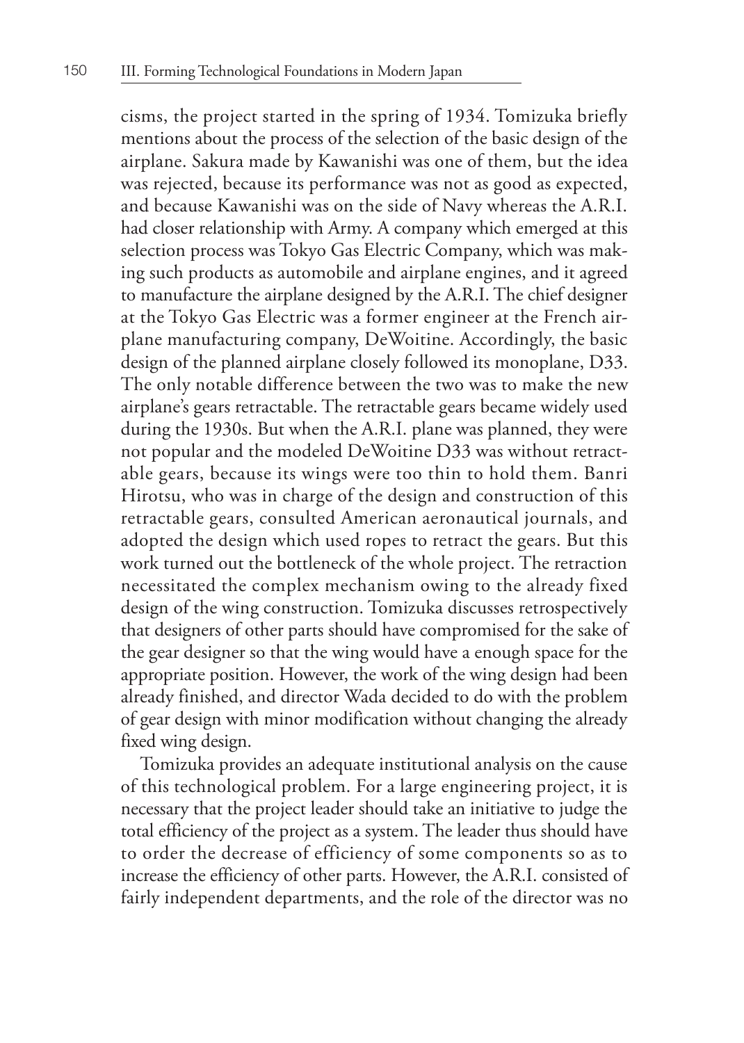cisms, the project started in the spring of 1934. Tomizuka briefly mentions about the process of the selection of the basic design of the airplane. Sakura made by Kawanishi was one of them, but the idea was rejected, because its performance was not as good as expected, and because Kawanishi was on the side of Navy whereas the A.R.I. had closer relationship with Army. A company which emerged at this selection process was Tokyo Gas Electric Company, which was making such products as automobile and airplane engines, and it agreed to manufacture the airplane designed by the A.R.I. The chief designer at the Tokyo Gas Electric was a former engineer at the French airplane manufacturing company, DeWoitine. Accordingly, the basic design of the planned airplane closely followed its monoplane, D33. The only notable difference between the two was to make the new airplane's gears retractable. The retractable gears became widely used during the 1930s. But when the A.R.I. plane was planned, they were not popular and the modeled DeWoitine D33 was without retractable gears, because its wings were too thin to hold them. Banri Hirotsu, who was in charge of the design and construction of this retractable gears, consulted American aeronautical journals, and adopted the design which used ropes to retract the gears. But this work turned out the bottleneck of the whole project. The retraction necessitated the complex mechanism owing to the already fixed design of the wing construction. Tomizuka discusses retrospectively that designers of other parts should have compromised for the sake of the gear designer so that the wing would have a enough space for the appropriate position. However, the work of the wing design had been already finished, and director Wada decided to do with the problem of gear design with minor modification without changing the already fixed wing design.

Tomizuka provides an adequate institutional analysis on the cause of this technological problem. For a large engineering project, it is necessary that the project leader should take an initiative to judge the total efficiency of the project as a system. The leader thus should have to order the decrease of efficiency of some components so as to increase the efficiency of other parts. However, the A.R.I. consisted of fairly independent departments, and the role of the director was no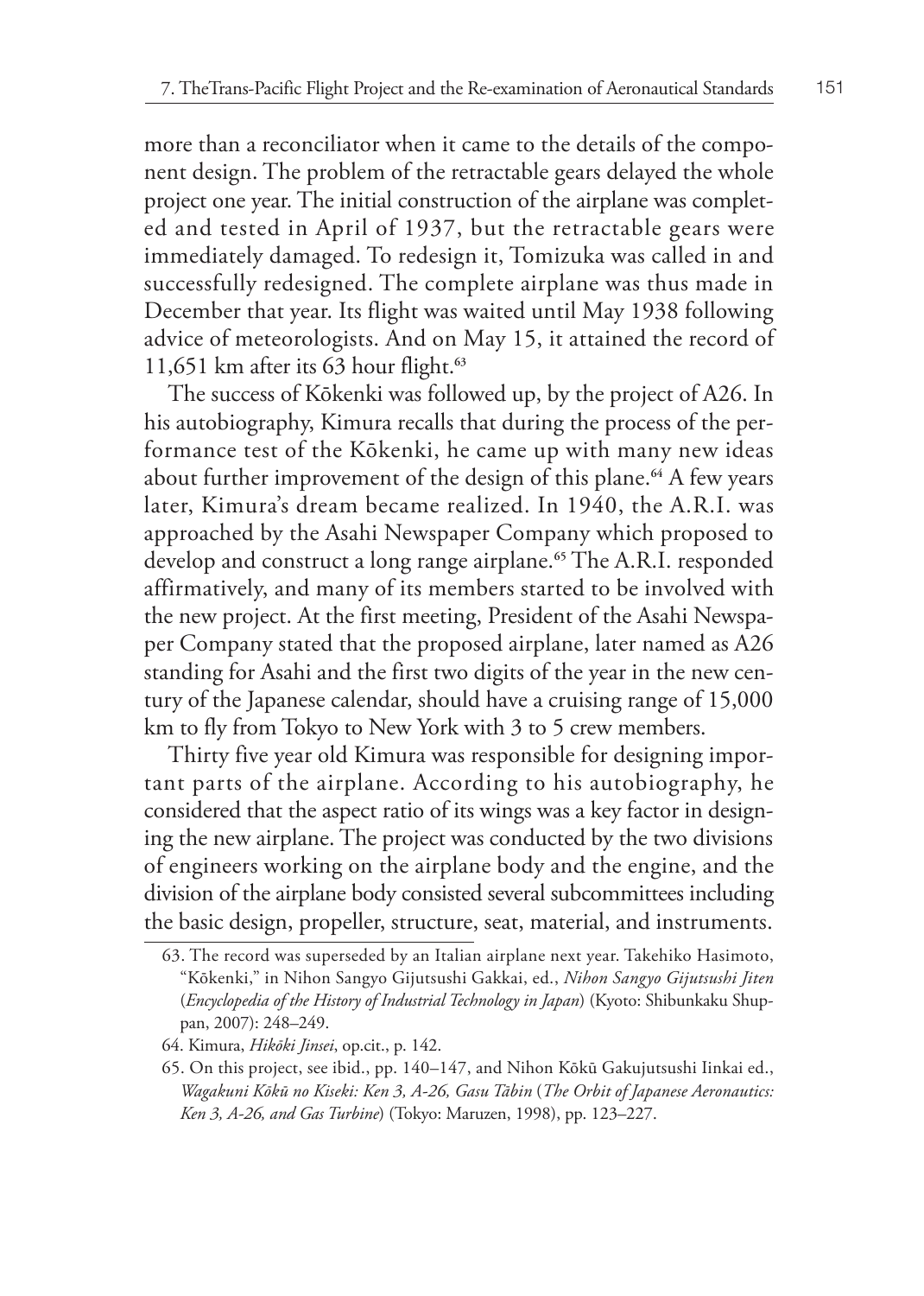more than a reconciliator when it came to the details of the component design. The problem of the retractable gears delayed the whole project one year. The initial construction of the airplane was completed and tested in April of 1937, but the retractable gears were immediately damaged. To redesign it, Tomizuka was called in and successfully redesigned. The complete airplane was thus made in December that year. Its flight was waited until May 1938 following advice of meteorologists. And on May 15, it attained the record of 11,651 km after its 63 hour flight.[63]

The success of Kōkenki was followed up, by the project of A26. In his autobiography, Kimura recalls that during the process of the performance test of the Kōkenki, he came up with many new ideas about further improvement of the design of this plane.[64] A few years later, Kimura's dream became realized. In 1940, the A.R.I. was approached by the Asahi Newspaper Company which proposed to develop and construct a long range airplane.[65] The A.R.I. responded affirmatively, and many of its members started to be involved with the new project. At the first meeting, President of the Asahi Newspaper Company stated that the proposed airplane, later named as A26 standing for Asahi and the first two digits of the year in the new century of the Japanese calendar, should have a cruising range of 15,000 km to fly from Tokyo to New York with 3 to 5 crew members.

Thirty five year old Kimura was responsible for designing important parts of the airplane. According to his autobiography, he considered that the aspect ratio of its wings was a key factor in designing the new airplane. The project was conducted by the two divisions of engineers working on the airplane body and the engine, and the division of the airplane body consisted several subcommittees including the basic design, propeller, structure, seat, material, and instruments.

63. The record was superseded by an Italian airplane next year. Takehiko Hasimoto, "Kōkenki," in Nihon Sangyo Gijutsushi Gakkai, ed., *Nihon Sangyo Gijutsushi Jiten* (*Encyclopedia of the History of Industrial Technology in Japan*) (Kyoto: Shibunkaku Shuppan, 2007): 248–249.

64. Kimura, *Hikōki Jinsei*, op.cit., p. 142.

65. On this project, see ibid., pp. 140–147, and Nihon Kōkū Gakujutsushi Iinkai ed., *Wagakuni Kōkū no Kiseki: Ken 3, A-26, Gasu Tābin* (*The Orbit of Japanese Aeronautics: Ken 3, A-26, and Gas Turbine*) (Tokyo: Maruzen, 1998), pp. 123–227.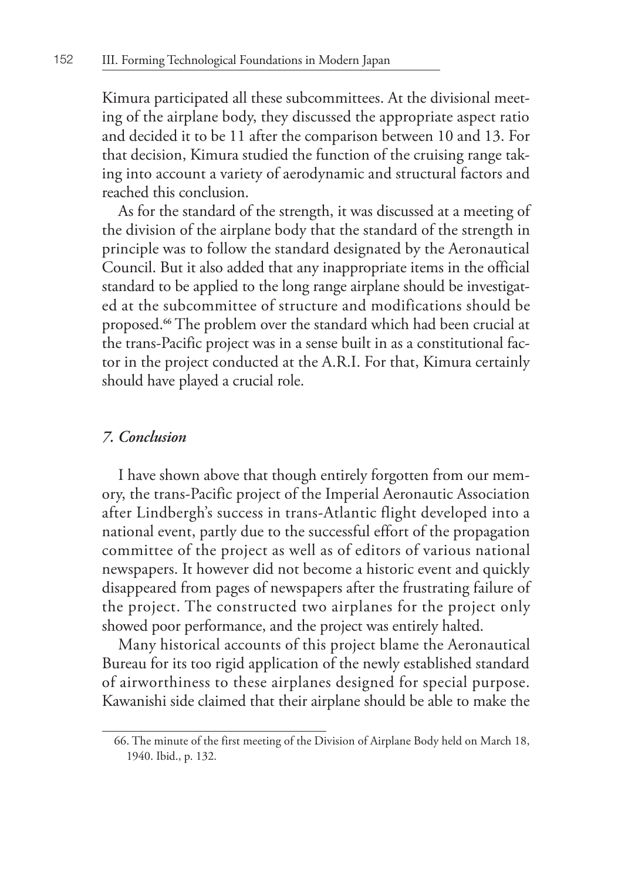Kimura participated all these subcommittees. At the divisional meeting of the airplane body, they discussed the appropriate aspect ratio and decided it to be 11 after the comparison between 10 and 13. For that decision, Kimura studied the function of the cruising range taking into account a variety of aerodynamic and structural factors and reached this conclusion.

As for the standard of the strength, it was discussed at a meeting of the division of the airplane body that the standard of the strength in principle was to follow the standard designated by the Aeronautical Council. But it also added that any inappropriate items in the official standard to be applied to the long range airplane should be investigated at the subcommittee of structure and modifications should be proposed.[66] The problem over the standard which had been crucial at the trans-Pacific project was in a sense built in as a constitutional factor in the project conducted at the A.R.I. For that, Kimura certainly should have played a crucial role.

### *7. Conclusion*

I have shown above that though entirely forgotten from our memory, the trans-Pacific project of the Imperial Aeronautic Association after Lindbergh's success in trans-Atlantic flight developed into a national event, partly due to the successful effort of the propagation committee of the project as well as of editors of various national newspapers. It however did not become a historic event and quickly disappeared from pages of newspapers after the frustrating failure of the project. The constructed two airplanes for the project only showed poor performance, and the project was entirely halted.

Many historical accounts of this project blame the Aeronautical Bureau for its too rigid application of the newly established standard of airworthiness to these airplanes designed for special purpose. Kawanishi side claimed that their airplane should be able to make the

---

66. The minute of the first meeting of the Division of Airplane Body held on March 18, 1940. Ibid., p. 132.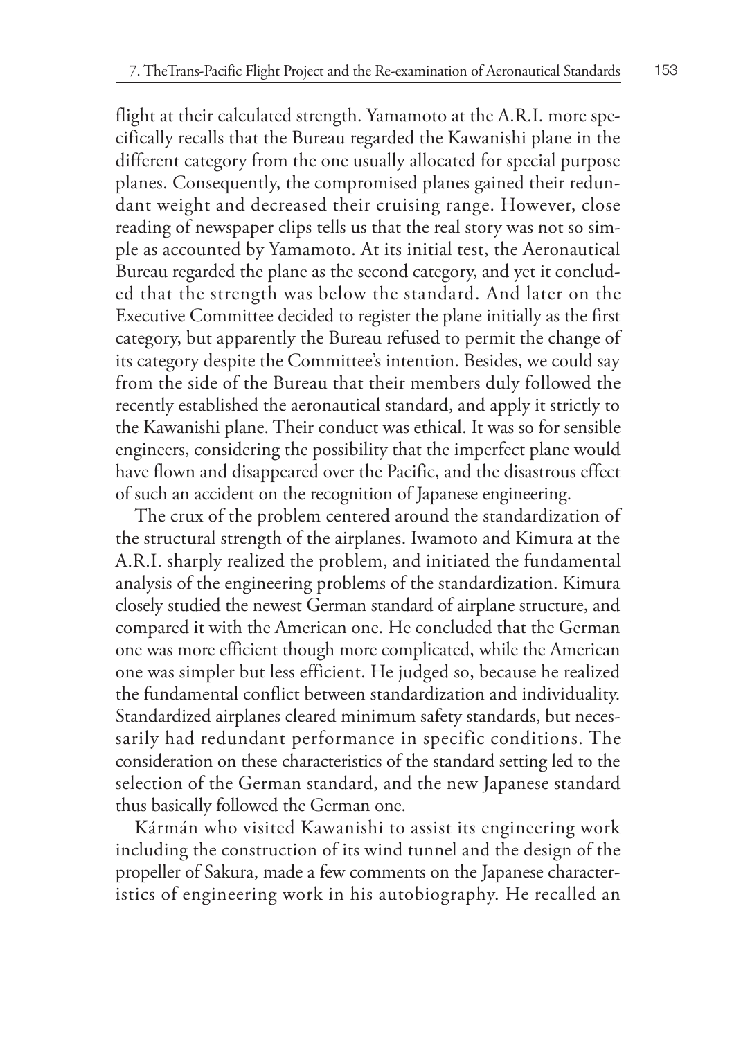flight at their calculated strength. Yamamoto at the A.R.I. more specifically recalls that the Bureau regarded the Kawanishi plane in the different category from the one usually allocated for special purpose planes. Consequently, the compromised planes gained their redundant weight and decreased their cruising range. However, close reading of newspaper clips tells us that the real story was not so simple as accounted by Yamamoto. At its initial test, the Aeronautical Bureau regarded the plane as the second category, and yet it concluded that the strength was below the standard. And later on the Executive Committee decided to register the plane initially as the first category, but apparently the Bureau refused to permit the change of its category despite the Committee's intention. Besides, we could say from the side of the Bureau that their members duly followed the recently established the aeronautical standard, and apply it strictly to the Kawanishi plane. Their conduct was ethical. It was so for sensible engineers, considering the possibility that the imperfect plane would have flown and disappeared over the Pacific, and the disastrous effect of such an accident on the recognition of Japanese engineering.

The crux of the problem centered around the standardization of the structural strength of the airplanes. Iwamoto and Kimura at the A.R.I. sharply realized the problem, and initiated the fundamental analysis of the engineering problems of the standardization. Kimura closely studied the newest German standard of airplane structure, and compared it with the American one. He concluded that the German one was more efficient though more complicated, while the American one was simpler but less efficient. He judged so, because he realized the fundamental conflict between standardization and individuality. Standardized airplanes cleared minimum safety standards, but necessarily had redundant performance in specific conditions. The consideration on these characteristics of the standard setting led to the selection of the German standard, and the new Japanese standard thus basically followed the German one.

Kármán who visited Kawanishi to assist its engineering work including the construction of its wind tunnel and the design of the propeller of Sakura, made a few comments on the Japanese characteristics of engineering work in his autobiography. He recalled an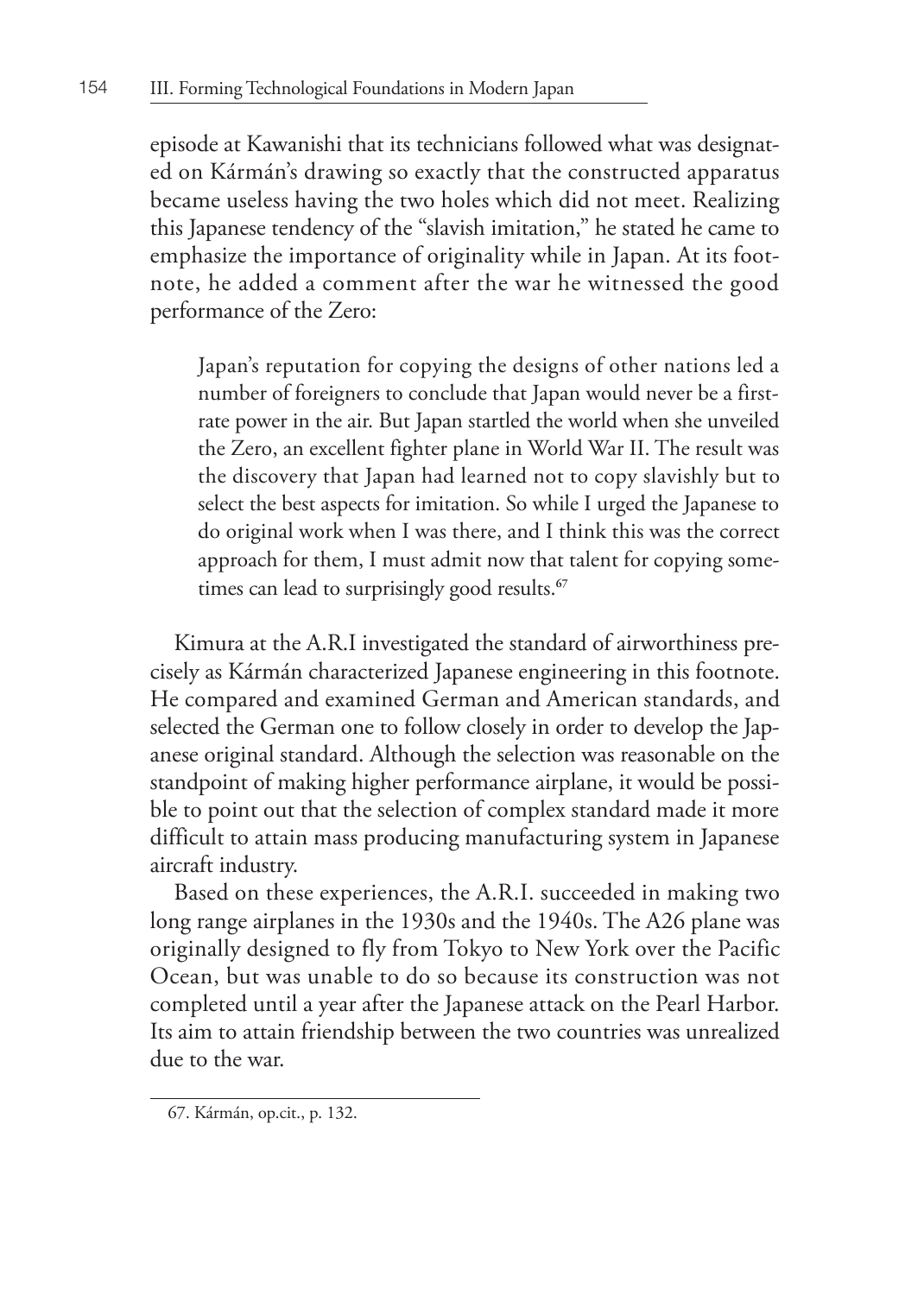episode at Kawanishi that its technicians followed what was designated on Kármán's drawing so exactly that the constructed apparatus became useless having the two holes which did not meet. Realizing this Japanese tendency of the "slavish imitation," he stated he came to emphasize the importance of originality while in Japan. At its footnote, he added a comment after the war he witnessed the good performance of the Zero:

> Japan's reputation for copying the designs of other nations led a number of foreigners to conclude that Japan would never be a first-rate power in the air. But Japan startled the world when she unveiled the Zero, an excellent fighter plane in World War II. The result was the discovery that Japan had learned not to copy slavishly but to select the best aspects for imitation. So while I urged the Japanese to do original work when I was there, and I think this was the correct approach for them, I must admit now that talent for copying sometimes can lead to surprisingly good results.[67]

Kimura at the A.R.I investigated the standard of airworthiness precisely as Kármán characterized Japanese engineering in this footnote. He compared and examined German and American standards, and selected the German one to follow closely in order to develop the Japanese original standard. Although the selection was reasonable on the standpoint of making higher performance airplane, it would be possible to point out that the selection of complex standard made it more difficult to attain mass producing manufacturing system in Japanese aircraft industry.

Based on these experiences, the A.R.I. succeeded in making two long range airplanes in the 1930s and the 1940s. The A26 plane was originally designed to fly from Tokyo to New York over the Pacific Ocean, but was unable to do so because its construction was not completed until a year after the Japanese attack on the Pearl Harbor. Its aim to attain friendship between the two countries was unrealized due to the war.

---

67. Kármán, op.cit., p. 132.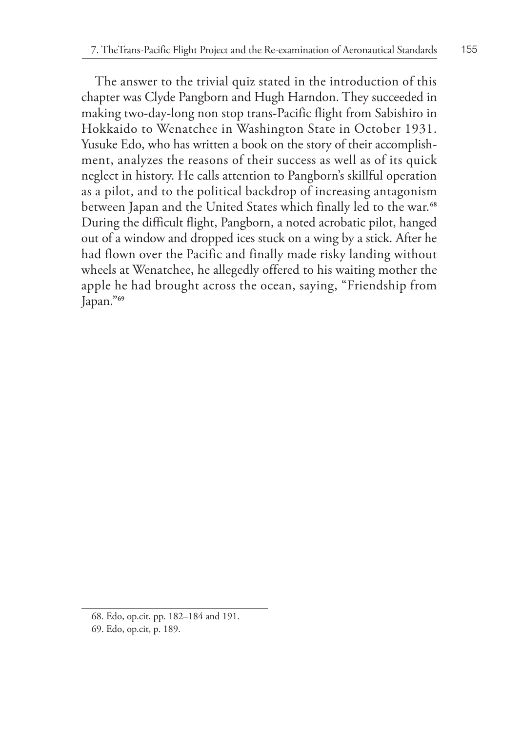The answer to the trivial quiz stated in the introduction of this chapter was Clyde Pangborn and Hugh Harndon. They succeeded in making two-day-long non stop trans-Pacific flight from Sabishiro in Hokkaido to Wenatchee in Washington State in October 1931. Yusuke Edo, who has written a book on the story of their accomplishment, analyzes the reasons of their success as well as of its quick neglect in history. He calls attention to Pangborn's skillful operation as a pilot, and to the political backdrop of increasing antagonism between Japan and the United States which finally led to the war.[68] During the difficult flight, Pangborn, a noted acrobatic pilot, hanged out of a window and dropped ices stuck on a wing by a stick. After he had flown over the Pacific and finally made risky landing without wheels at Wenatchee, he allegedly offered to his waiting mother the apple he had brought across the ocean, saying, "Friendship from Japan."[69]

---

68. Edo, op.cit, pp. 182–184 and 191.

69. Edo, op.cit, p. 189.